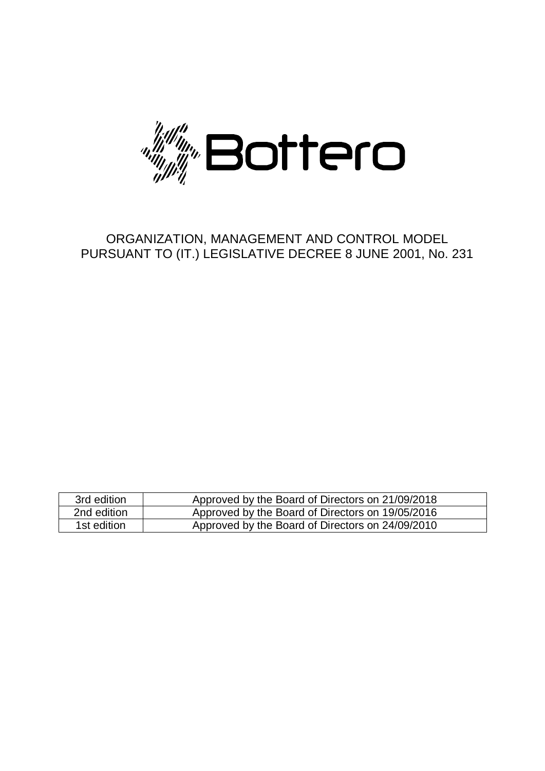Bottero

# ORGANIZATION, MANAGEMENT AND CONTROL MODEL PURSUANT TO (IT.) LEGISLATIVE DECREE 8 JUNE 2001, No. 231

| | |
|---|---|
| 3rd edition | Approved by the Board of Directors on 21/09/2018 |
| 2nd edition | Approved by the Board of Directors on 19/05/2016 |
| 1st edition | Approved by the Board of Directors on 24/09/2010 |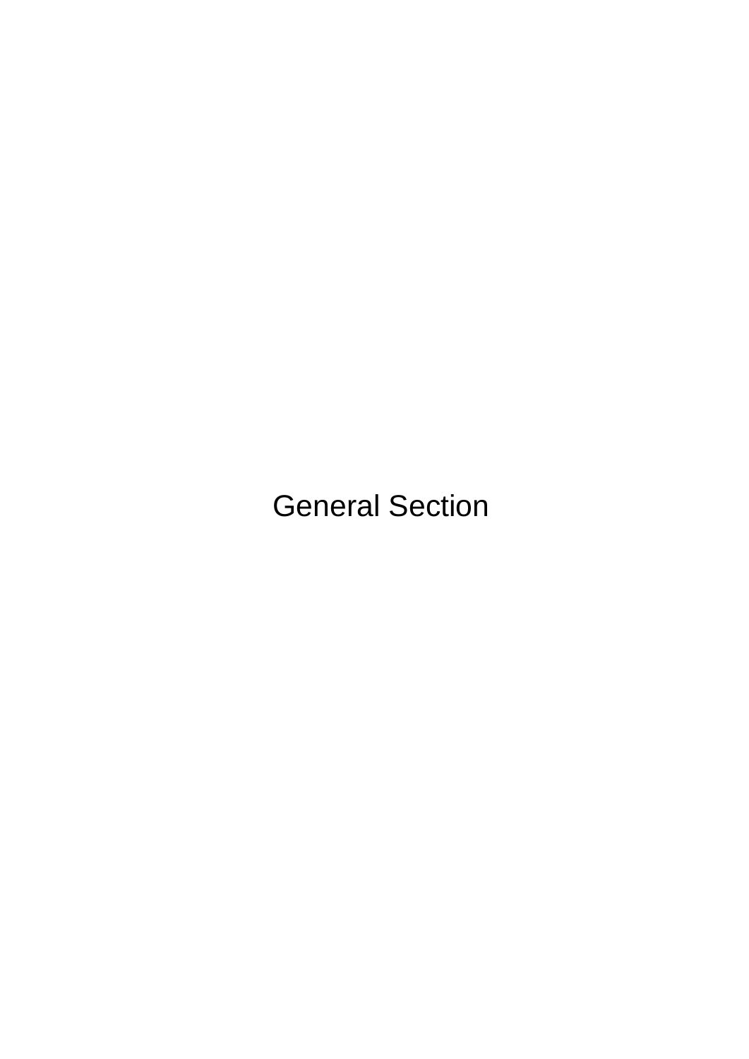# General Section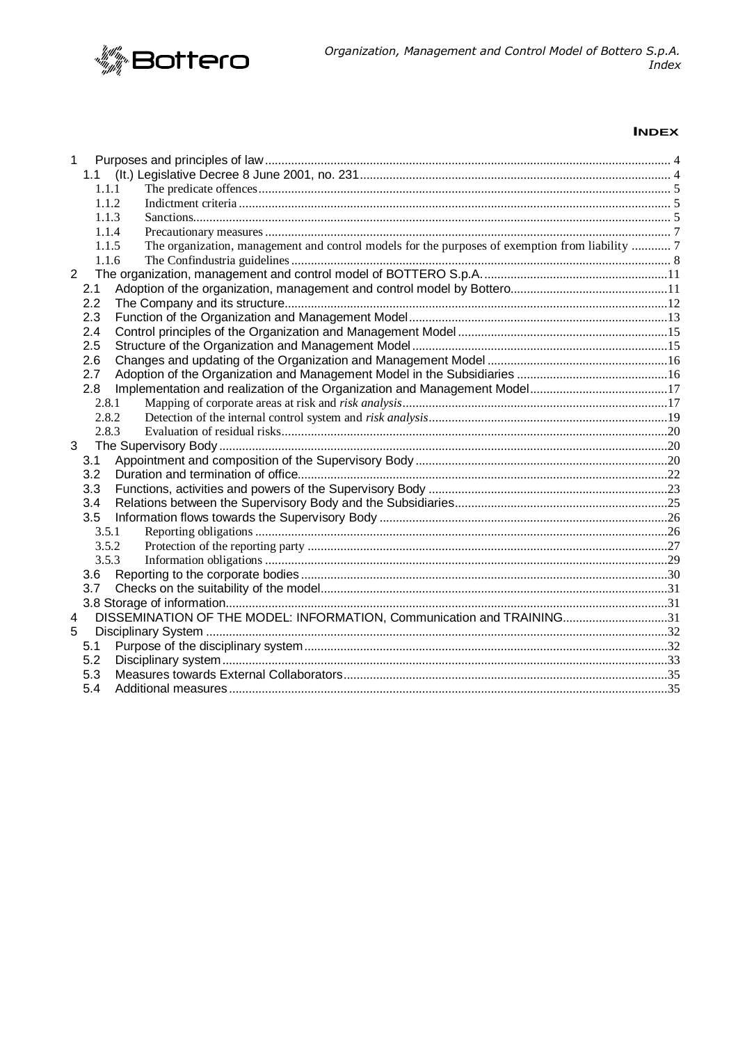# Index

1 Purposes and principles of law ... 4
  1.1 (It.) Legislative Decree 8 June 2001, no. 231 ... 4
    1.1.1 The predicate offences ... 5
    1.1.2 Indictment criteria ... 5
    1.1.3 Sanctions ... 5
    1.1.4 Precautionary measures ... 7
    1.1.5 The organization, management and control models for the purposes of exemption from liability ... 7
    1.1.6 The Confindustria guidelines ... 8
2 The organization, management and control model of BOTTERO S.p.A. ... 11
  2.1 Adoption of the organization, management and control model by Bottero ... 11
  2.2 The Company and its structure ... 12
  2.3 Function of the Organization and Management Model ... 13
  2.4 Control principles of the Organization and Management Model ... 15
  2.5 Structure of the Organization and Management Model ... 15
  2.6 Changes and updating of the Organization and Management Model ... 16
  2.7 Adoption of the Organization and Management Model in the Subsidiaries ... 16
  2.8 Implementation and realization of the Organization and Management Model ... 17
    2.8.1 Mapping of corporate areas at risk and *risk analysis* ... 17
    2.8.2 Detection of the internal control system and *risk analysis* ... 19
    2.8.3 Evaluation of residual risks ... 20
3 The Supervisory Body ... 20
  3.1 Appointment and composition of the Supervisory Body ... 20
  3.2 Duration and termination of office ... 22
  3.3 Functions, activities and powers of the Supervisory Body ... 23
  3.4 Relations between the Supervisory Body and the Subsidiaries ... 25
  3.5 Information flows towards the Supervisory Body ... 26
    3.5.1 Reporting obligations ... 26
    3.5.2 Protection of the reporting party ... 27
    3.5.3 Information obligations ... 29
  3.6 Reporting to the corporate bodies ... 30
  3.7 Checks on the suitability of the model ... 31
  3.8 Storage of information ... 31
4 DISSEMINATION OF THE MODEL: INFORMATION, Communication and TRAINING ... 31
5 Disciplinary System ... 32
  5.1 Purpose of the disciplinary system ... 32
  5.2 Disciplinary system ... 33
  5.3 Measures towards External Collaborators ... 35
  5.4 Additional measures ... 35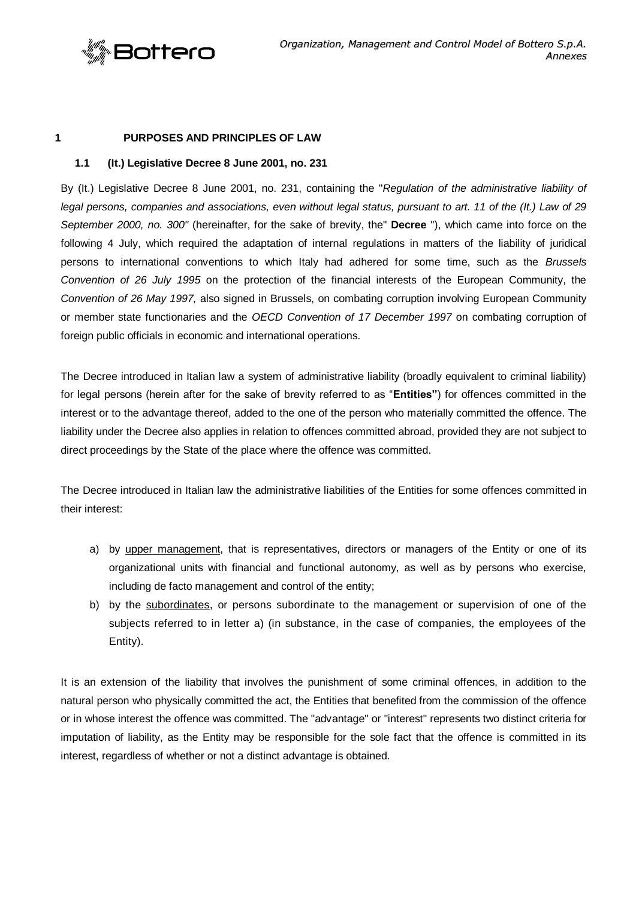# 1 PURPOSES AND PRINCIPLES OF LAW

## 1.1 (It.) Legislative Decree 8 June 2001, no. 231

By (It.) Legislative Decree 8 June 2001, no. 231, containing the "*Regulation of the administrative liability of legal persons, companies and associations, even without legal status, pursuant to art. 11 of the (It.) Law of 29 September 2000, no. 300"* (hereinafter, for the sake of brevity, the" **Decree** "), which came into force on the following 4 July, which required the adaptation of internal regulations in matters of the liability of juridical persons to international conventions to which Italy had adhered for some time, such as the *Brussels Convention of 26 July 1995* on the protection of the financial interests of the European Community, the *Convention of 26 May 1997,* also signed in Brussels, on combating corruption involving European Community or member state functionaries and the *OECD Convention of 17 December 1997* on combating corruption of foreign public officials in economic and international operations.

The Decree introduced in Italian law a system of administrative liability (broadly equivalent to criminal liability) for legal persons (herein after for the sake of brevity referred to as "**Entities"**) for offences committed in the interest or to the advantage thereof, added to the one of the person who materially committed the offence. The liability under the Decree also applies in relation to offences committed abroad, provided they are not subject to direct proceedings by the State of the place where the offence was committed.

The Decree introduced in Italian law the administrative liabilities of the Entities for some offences committed in their interest:

a) by upper management, that is representatives, directors or managers of the Entity or one of its organizational units with financial and functional autonomy, as well as by persons who exercise, including de facto management and control of the entity;
b) by the subordinates, or persons subordinate to the management or supervision of one of the subjects referred to in letter a) (in substance, in the case of companies, the employees of the Entity).

It is an extension of the liability that involves the punishment of some criminal offences, in addition to the natural person who physically committed the act, the Entities that benefited from the commission of the offence or in whose interest the offence was committed. The "advantage" or "interest" represents two distinct criteria for imputation of liability, as the Entity may be responsible for the sole fact that the offence is committed in its interest, regardless of whether or not a distinct advantage is obtained.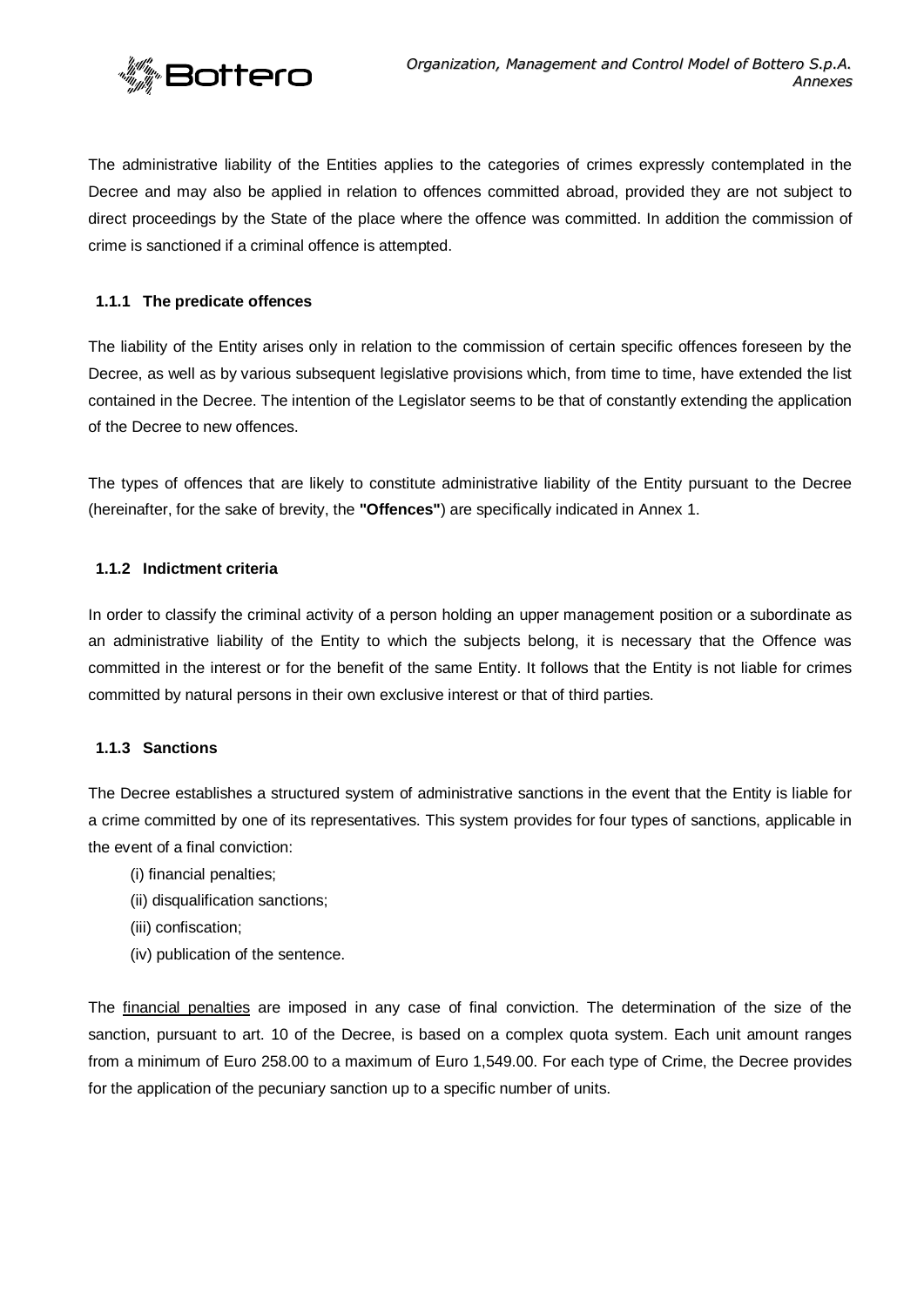The administrative liability of the Entities applies to the categories of crimes expressly contemplated in the Decree and may also be applied in relation to offences committed abroad, provided they are not subject to direct proceedings by the State of the place where the offence was committed. In addition the commission of crime is sanctioned if a criminal offence is attempted.

### 1.1.1 The predicate offences

The liability of the Entity arises only in relation to the commission of certain specific offences foreseen by the Decree, as well as by various subsequent legislative provisions which, from time to time, have extended the list contained in the Decree. The intention of the Legislator seems to be that of constantly extending the application of the Decree to new offences.

The types of offences that are likely to constitute administrative liability of the Entity pursuant to the Decree (hereinafter, for the sake of brevity, the **"Offences"**) are specifically indicated in Annex 1.

### 1.1.2 Indictment criteria

In order to classify the criminal activity of a person holding an upper management position or a subordinate as an administrative liability of the Entity to which the subjects belong, it is necessary that the Offence was committed in the interest or for the benefit of the same Entity. It follows that the Entity is not liable for crimes committed by natural persons in their own exclusive interest or that of third parties.

### 1.1.3 Sanctions

The Decree establishes a structured system of administrative sanctions in the event that the Entity is liable for a crime committed by one of its representatives. This system provides for four types of sanctions, applicable in the event of a final conviction:

(i) financial penalties;
(ii) disqualification sanctions;
(iii) confiscation;
(iv) publication of the sentence.

The financial penalties are imposed in any case of final conviction. The determination of the size of the sanction, pursuant to art. 10 of the Decree, is based on a complex quota system. Each unit amount ranges from a minimum of Euro 258.00 to a maximum of Euro 1,549.00. For each type of Crime, the Decree provides for the application of the pecuniary sanction up to a specific number of units.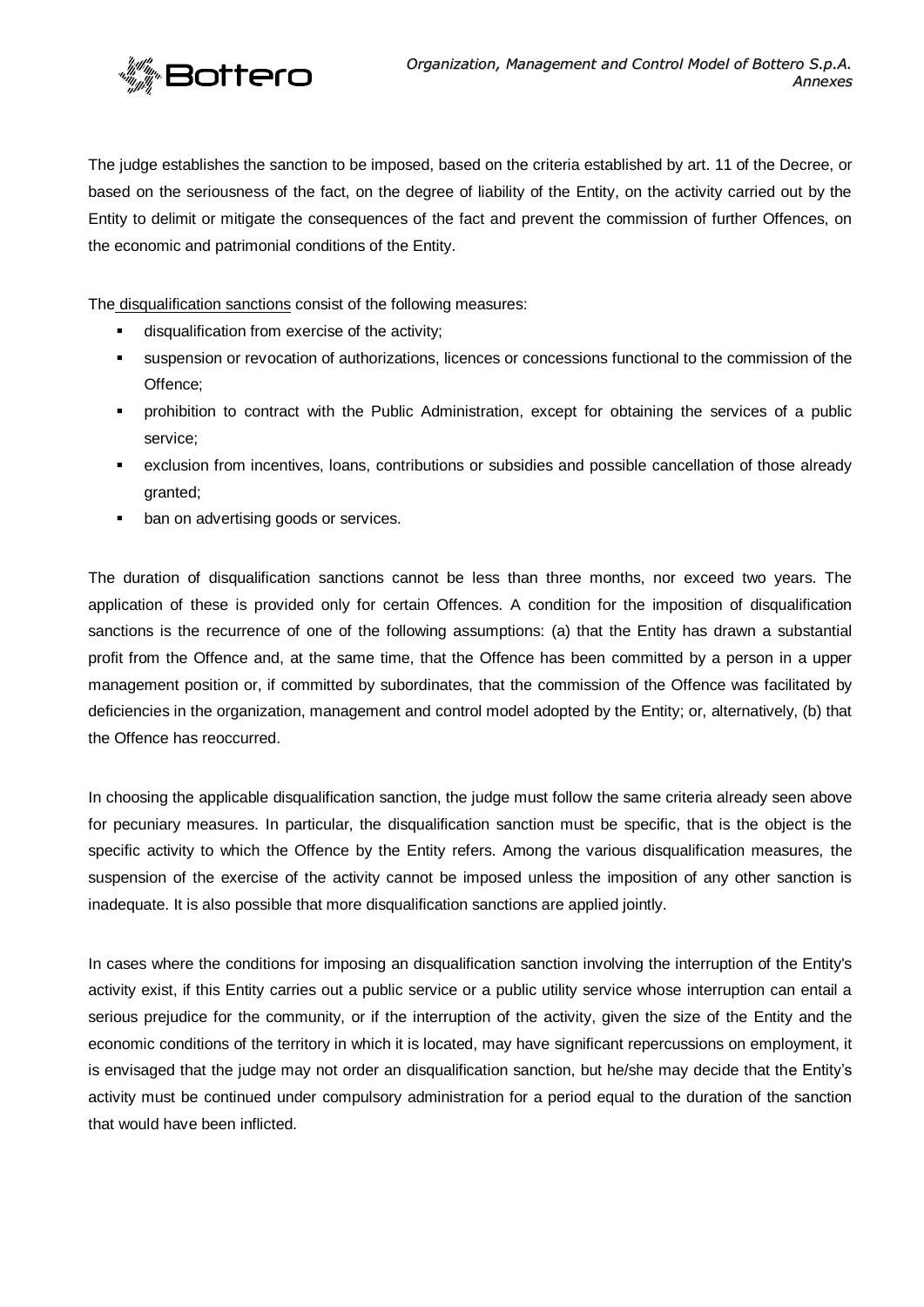The judge establishes the sanction to be imposed, based on the criteria established by art. 11 of the Decree, or based on the seriousness of the fact, on the degree of liability of the Entity, on the activity carried out by the Entity to delimit or mitigate the consequences of the fact and prevent the commission of further Offences, on the economic and patrimonial conditions of the Entity.

The disqualification sanctions consist of the following measures:

- disqualification from exercise of the activity;
- suspension or revocation of authorizations, licences or concessions functional to the commission of the Offence;
- prohibition to contract with the Public Administration, except for obtaining the services of a public service;
- exclusion from incentives, loans, contributions or subsidies and possible cancellation of those already granted;
- ban on advertising goods or services.

The duration of disqualification sanctions cannot be less than three months, nor exceed two years. The application of these is provided only for certain Offences. A condition for the imposition of disqualification sanctions is the recurrence of one of the following assumptions: (a) that the Entity has drawn a substantial profit from the Offence and, at the same time, that the Offence has been committed by a person in a upper management position or, if committed by subordinates, that the commission of the Offence was facilitated by deficiencies in the organization, management and control model adopted by the Entity; or, alternatively, (b) that the Offence has reoccurred.

In choosing the applicable disqualification sanction, the judge must follow the same criteria already seen above for pecuniary measures. In particular, the disqualification sanction must be specific, that is the object is the specific activity to which the Offence by the Entity refers. Among the various disqualification measures, the suspension of the exercise of the activity cannot be imposed unless the imposition of any other sanction is inadequate. It is also possible that more disqualification sanctions are applied jointly.

In cases where the conditions for imposing an disqualification sanction involving the interruption of the Entity's activity exist, if this Entity carries out a public service or a public utility service whose interruption can entail a serious prejudice for the community, or if the interruption of the activity, given the size of the Entity and the economic conditions of the territory in which it is located, may have significant repercussions on employment, it is envisaged that the judge may not order an disqualification sanction, but he/she may decide that the Entity's activity must be continued under compulsory administration for a period equal to the duration of the sanction that would have been inflicted.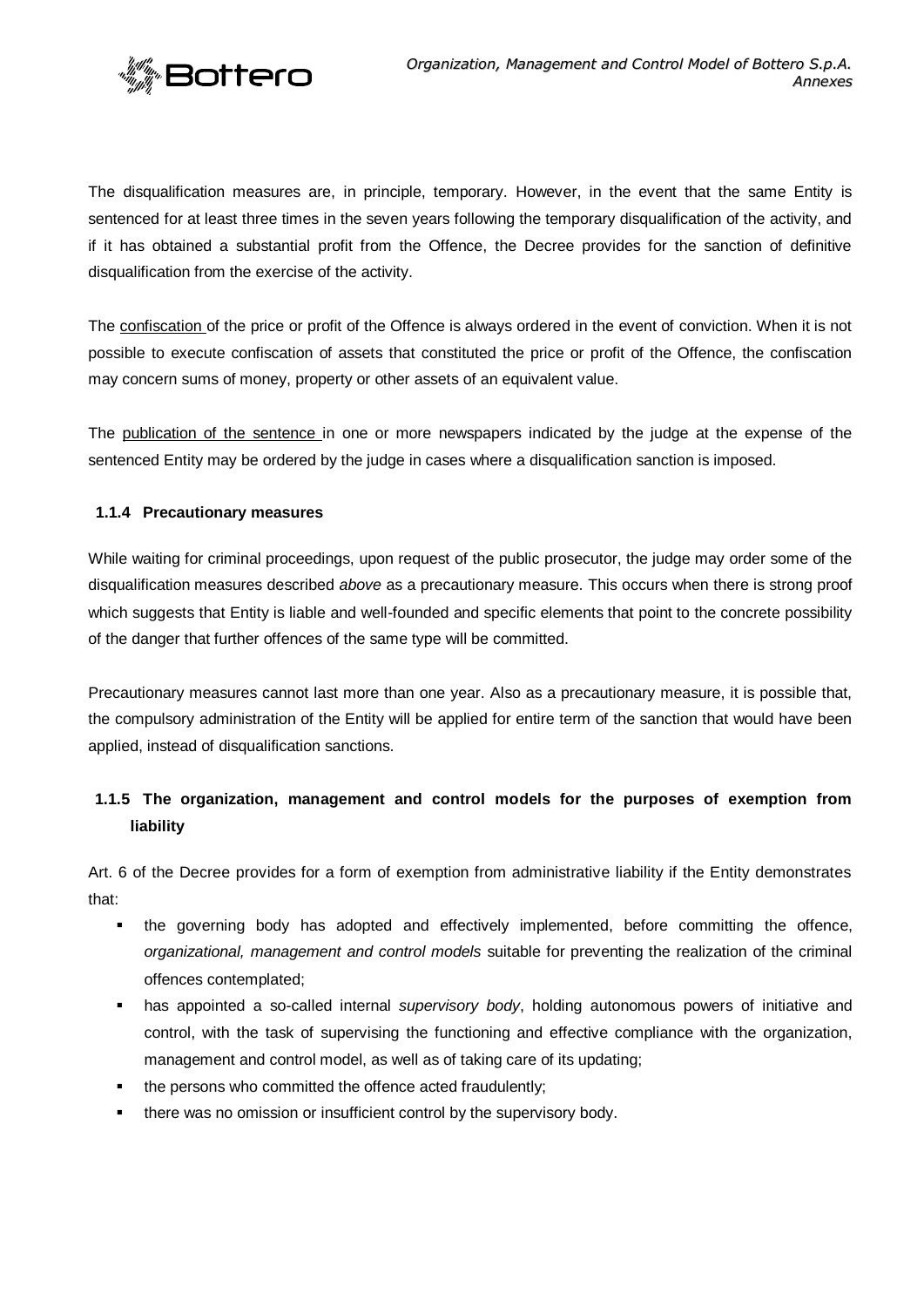The disqualification measures are, in principle, temporary. However, in the event that the same Entity is sentenced for at least three times in the seven years following the temporary disqualification of the activity, and if it has obtained a substantial profit from the Offence, the Decree provides for the sanction of definitive disqualification from the exercise of the activity.

The confiscation of the price or profit of the Offence is always ordered in the event of conviction. When it is not possible to execute confiscation of assets that constituted the price or profit of the Offence, the confiscation may concern sums of money, property or other assets of an equivalent value.

The publication of the sentence in one or more newspapers indicated by the judge at the expense of the sentenced Entity may be ordered by the judge in cases where a disqualification sanction is imposed.

#### 1.1.4 Precautionary measures

While waiting for criminal proceedings, upon request of the public prosecutor, the judge may order some of the disqualification measures described *above* as a precautionary measure. This occurs when there is strong proof which suggests that Entity is liable and well-founded and specific elements that point to the concrete possibility of the danger that further offences of the same type will be committed.

Precautionary measures cannot last more than one year. Also as a precautionary measure, it is possible that, the compulsory administration of the Entity will be applied for entire term of the sanction that would have been applied, instead of disqualification sanctions.

#### 1.1.5 The organization, management and control models for the purposes of exemption from liability

Art. 6 of the Decree provides for a form of exemption from administrative liability if the Entity demonstrates that:

- the governing body has adopted and effectively implemented, before committing the offence, *organizational, management and control models* suitable for preventing the realization of the criminal offences contemplated;
- has appointed a so-called internal *supervisory body*, holding autonomous powers of initiative and control, with the task of supervising the functioning and effective compliance with the organization, management and control model, as well as of taking care of its updating;
- the persons who committed the offence acted fraudulently;
- there was no omission or insufficient control by the supervisory body.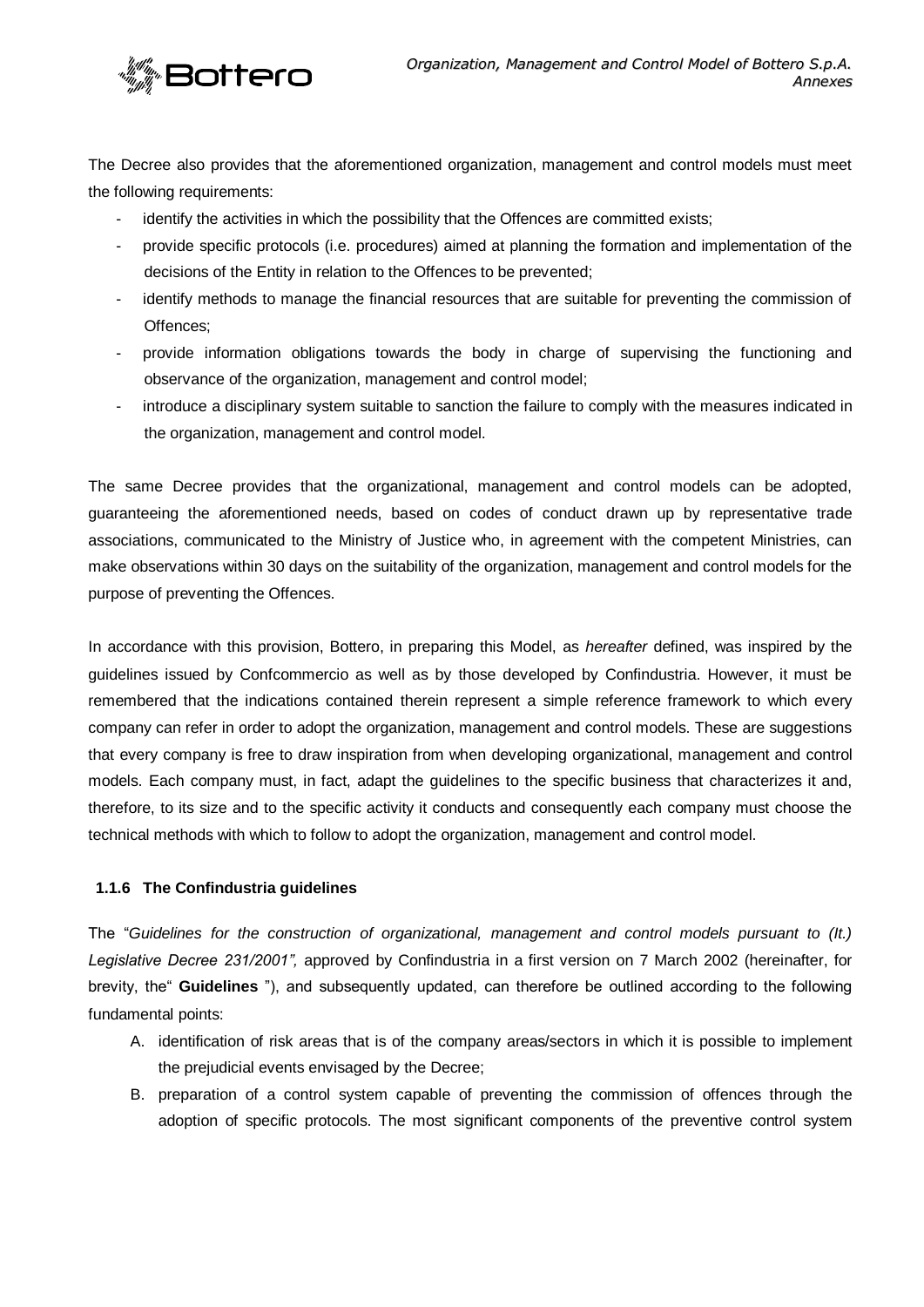The Decree also provides that the aforementioned organization, management and control models must meet the following requirements:

- identify the activities in which the possibility that the Offences are committed exists;
- provide specific protocols (i.e. procedures) aimed at planning the formation and implementation of the decisions of the Entity in relation to the Offences to be prevented;
- identify methods to manage the financial resources that are suitable for preventing the commission of Offences;
- provide information obligations towards the body in charge of supervising the functioning and observance of the organization, management and control model;
- introduce a disciplinary system suitable to sanction the failure to comply with the measures indicated in the organization, management and control model.

The same Decree provides that the organizational, management and control models can be adopted, guaranteeing the aforementioned needs, based on codes of conduct drawn up by representative trade associations, communicated to the Ministry of Justice who, in agreement with the competent Ministries, can make observations within 30 days on the suitability of the organization, management and control models for the purpose of preventing the Offences.

In accordance with this provision, Bottero, in preparing this Model, as *hereafter* defined, was inspired by the guidelines issued by Confcommercio as well as by those developed by Confindustria. However, it must be remembered that the indications contained therein represent a simple reference framework to which every company can refer in order to adopt the organization, management and control models. These are suggestions that every company is free to draw inspiration from when developing organizational, management and control models. Each company must, in fact, adapt the guidelines to the specific business that characterizes it and, therefore, to its size and to the specific activity it conducts and consequently each company must choose the technical methods with which to follow to adopt the organization, management and control model.

### 1.1.6 The Confindustria guidelines

The "*Guidelines for the construction of organizational, management and control models pursuant to (It.) Legislative Decree 231/2001",* approved by Confindustria in a first version on 7 March 2002 (hereinafter, for brevity, the" **Guidelines** "), and subsequently updated, can therefore be outlined according to the following fundamental points:

A. identification of risk areas that is of the company areas/sectors in which it is possible to implement the prejudicial events envisaged by the Decree;
B. preparation of a control system capable of preventing the commission of offences through the adoption of specific protocols. The most significant components of the preventive control system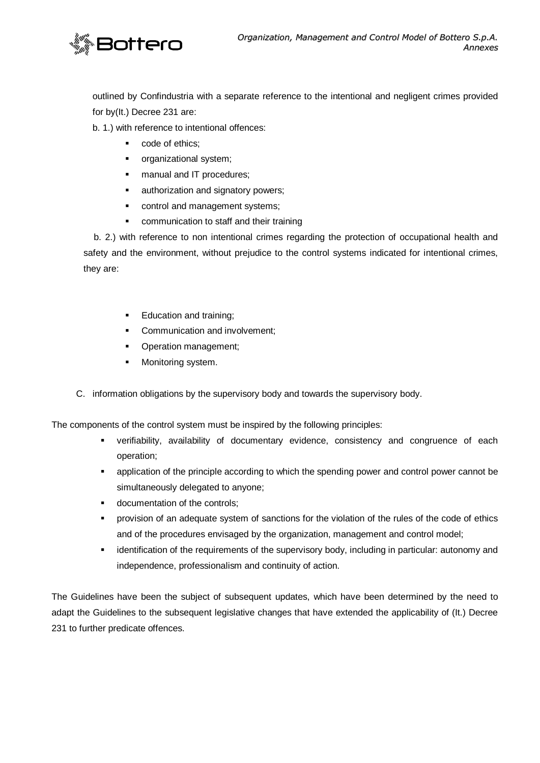outlined by Confindustria with a separate reference to the intentional and negligent crimes provided for by(It.) Decree 231 are:

b. 1.) with reference to intentional offences:

- code of ethics;
- organizational system;
- manual and IT procedures;
- authorization and signatory powers;
- control and management systems;
- communication to staff and their training

b. 2.) with reference to non intentional crimes regarding the protection of occupational health and safety and the environment, without prejudice to the control systems indicated for intentional crimes, they are:

- Education and training;
- Communication and involvement;
- Operation management;
- Monitoring system.

C. information obligations by the supervisory body and towards the supervisory body.

The components of the control system must be inspired by the following principles:

- verifiability, availability of documentary evidence, consistency and congruence of each operation;
- application of the principle according to which the spending power and control power cannot be simultaneously delegated to anyone;
- documentation of the controls;
- provision of an adequate system of sanctions for the violation of the rules of the code of ethics and of the procedures envisaged by the organization, management and control model;
- identification of the requirements of the supervisory body, including in particular: autonomy and independence, professionalism and continuity of action.

The Guidelines have been the subject of subsequent updates, which have been determined by the need to adapt the Guidelines to the subsequent legislative changes that have extended the applicability of (It.) Decree 231 to further predicate offences.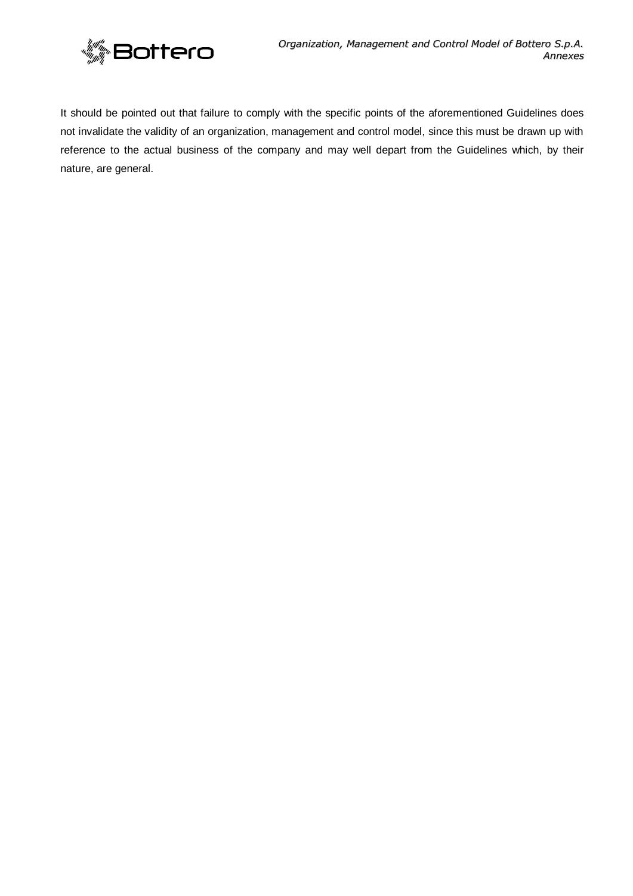It should be pointed out that failure to comply with the specific points of the aforementioned Guidelines does not invalidate the validity of an organization, management and control model, since this must be drawn up with reference to the actual business of the company and may well depart from the Guidelines which, by their nature, are general.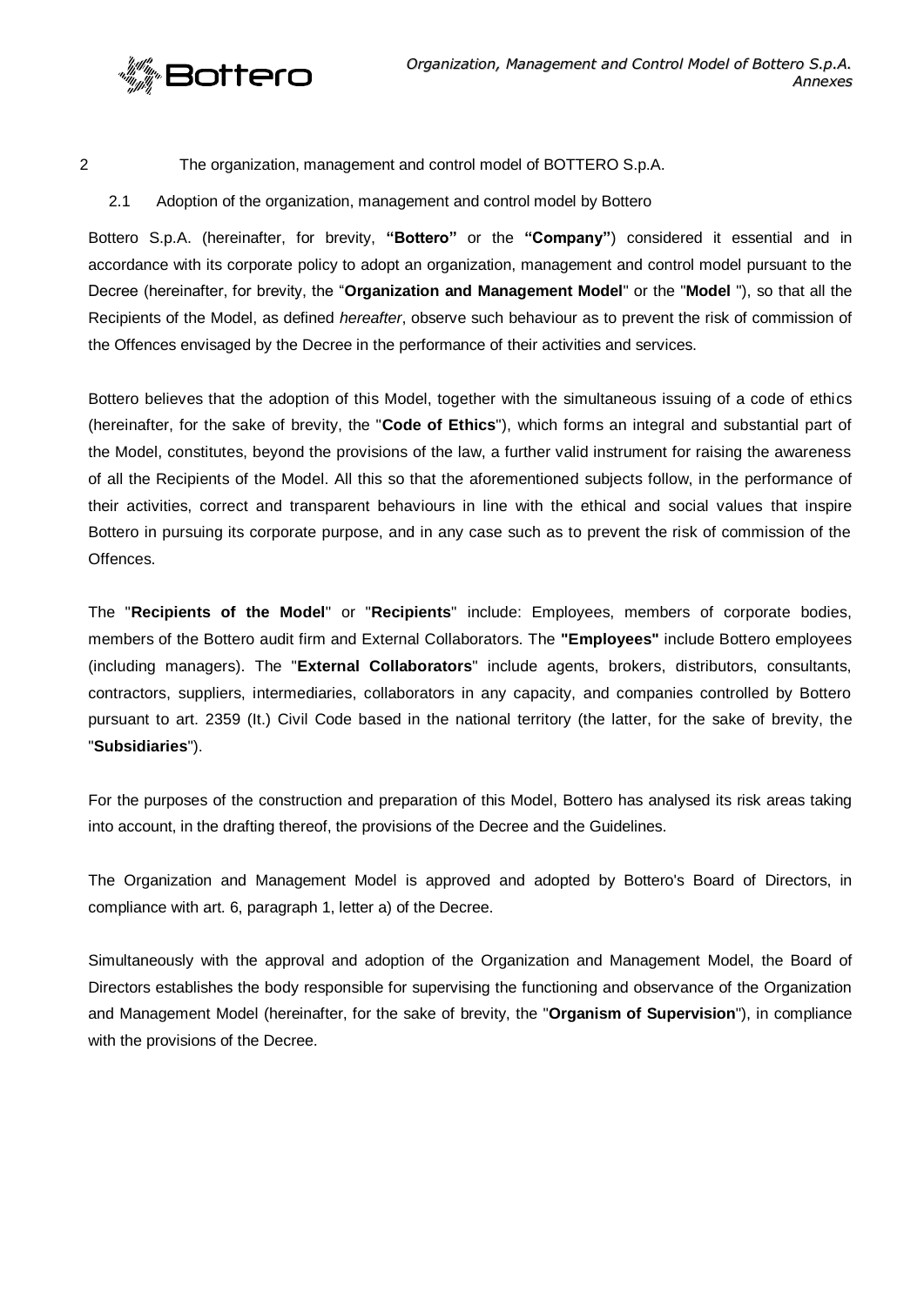# 2 The organization, management and control model of BOTTERO S.p.A.

## 2.1 Adoption of the organization, management and control model by Bottero

Bottero S.p.A. (hereinafter, for brevity, **"Bottero"** or the **"Company"**) considered it essential and in accordance with its corporate policy to adopt an organization, management and control model pursuant to the Decree (hereinafter, for brevity, the "**Organization and Management Model**" or the "**Model** "), so that all the Recipients of the Model, as defined *hereafter*, observe such behaviour as to prevent the risk of commission of the Offences envisaged by the Decree in the performance of their activities and services.

Bottero believes that the adoption of this Model, together with the simultaneous issuing of a code of ethics (hereinafter, for the sake of brevity, the "**Code of Ethics**"), which forms an integral and substantial part of the Model, constitutes, beyond the provisions of the law, a further valid instrument for raising the awareness of all the Recipients of the Model. All this so that the aforementioned subjects follow, in the performance of their activities, correct and transparent behaviours in line with the ethical and social values that inspire Bottero in pursuing its corporate purpose, and in any case such as to prevent the risk of commission of the Offences.

The "**Recipients of the Model**" or "**Recipients**" include: Employees, members of corporate bodies, members of the Bottero audit firm and External Collaborators. The **"Employees"** include Bottero employees (including managers). The "**External Collaborators**" include agents, brokers, distributors, consultants, contractors, suppliers, intermediaries, collaborators in any capacity, and companies controlled by Bottero pursuant to art. 2359 (It.) Civil Code based in the national territory (the latter, for the sake of brevity, the "**Subsidiaries**").

For the purposes of the construction and preparation of this Model, Bottero has analysed its risk areas taking into account, in the drafting thereof, the provisions of the Decree and the Guidelines.

The Organization and Management Model is approved and adopted by Bottero's Board of Directors, in compliance with art. 6, paragraph 1, letter a) of the Decree.

Simultaneously with the approval and adoption of the Organization and Management Model, the Board of Directors establishes the body responsible for supervising the functioning and observance of the Organization and Management Model (hereinafter, for the sake of brevity, the "**Organism of Supervision**"), in compliance with the provisions of the Decree.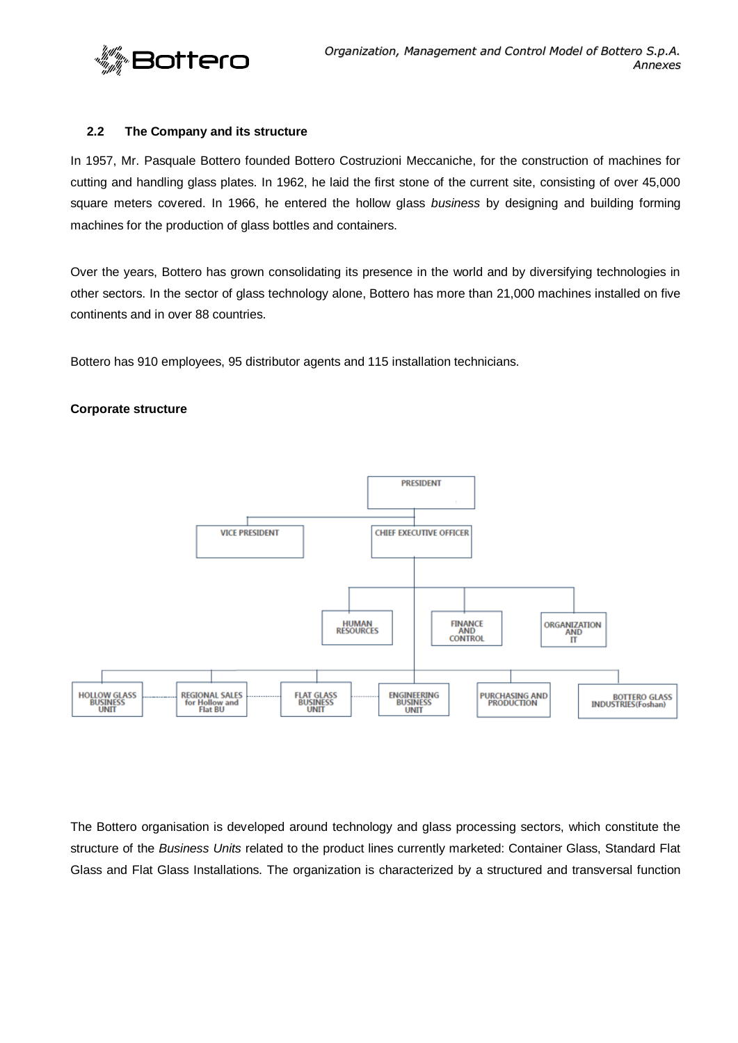## 2.2 The Company and its structure

In 1957, Mr. Pasquale Bottero founded Bottero Costruzioni Meccaniche, for the construction of machines for cutting and handling glass plates. In 1962, he laid the first stone of the current site, consisting of over 45,000 square meters covered. In 1966, he entered the hollow glass *business* by designing and building forming machines for the production of glass bottles and containers.

Over the years, Bottero has grown consolidating its presence in the world and by diversifying technologies in other sectors. In the sector of glass technology alone, Bottero has more than 21,000 machines installed on five continents and in over 88 countries.

Bottero has 910 employees, 95 distributor agents and 115 installation technicians.

**Corporate structure**

- PRESIDENT
  - VICE PRESIDENT
  - CHIEF EXECUTIVE OFFICER
    - HUMAN RESOURCES
    - FINANCE AND CONTROL
    - ORGANIZATION AND IT
    - HOLLOW GLASS BUSINESS UNIT
    - REGIONAL SALES for Hollow and Flat BU
    - FLAT GLASS BUSINESS UNIT
    - ENGINEERING BUSINESS UNIT
    - PURCHASING AND PRODUCTION
    - BOTTERO GLASS INDUSTRIES(Foshan)

The Bottero organisation is developed around technology and glass processing sectors, which constitute the structure of the *Business Units* related to the product lines currently marketed: Container Glass, Standard Flat Glass and Flat Glass Installations. The organization is characterized by a structured and transversal function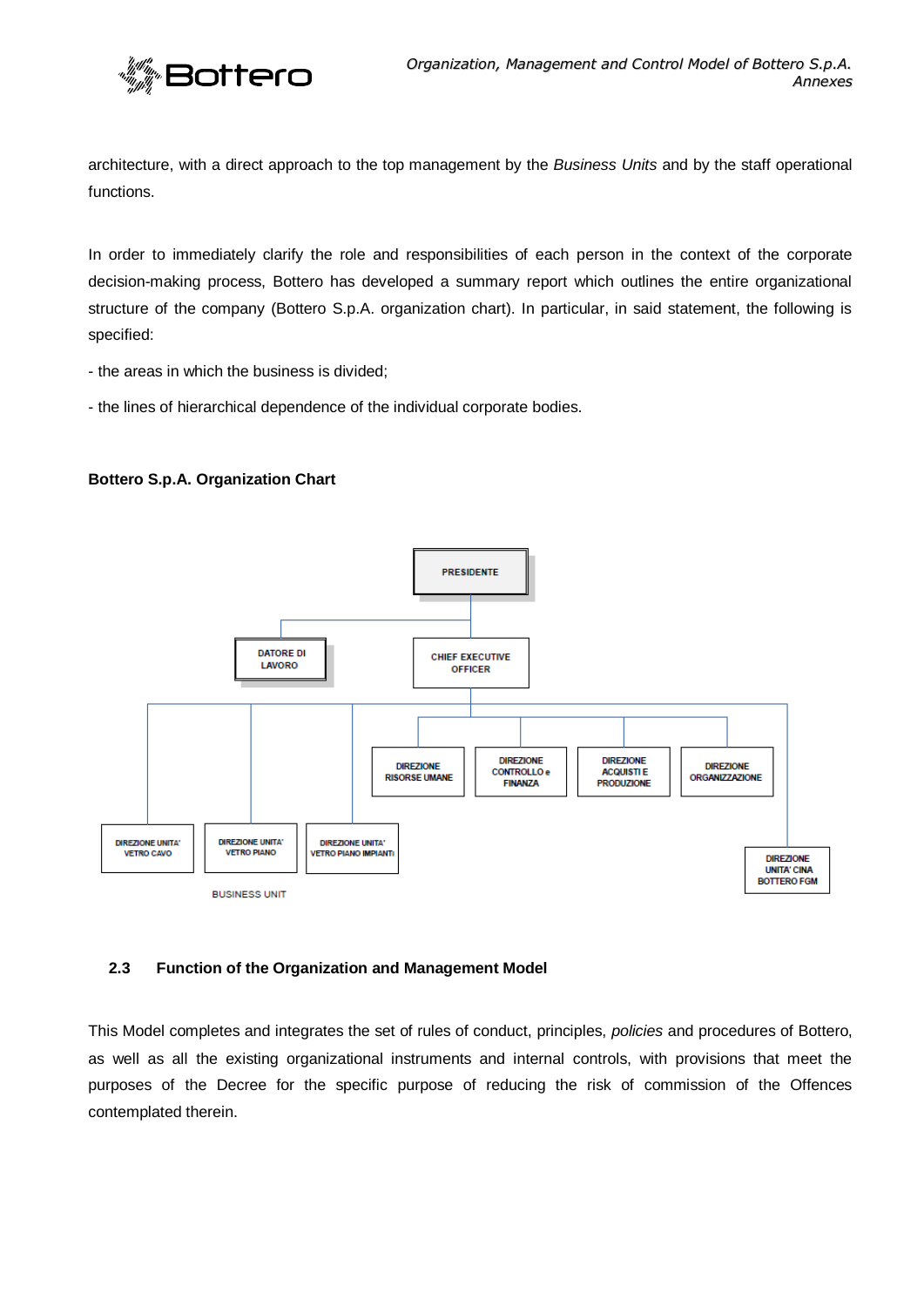architecture, with a direct approach to the top management by the *Business Units* and by the staff operational functions.

In order to immediately clarify the role and responsibilities of each person in the context of the corporate decision-making process, Bottero has developed a summary report which outlines the entire organizational structure of the company (Bottero S.p.A. organization chart). In particular, in said statement, the following is specified:

- the areas in which the business is divided;
- the lines of hierarchical dependence of the individual corporate bodies.

**Bottero S.p.A. Organization Chart**

PRESIDENTE

DATORE DI LAVORO

CHIEF EXECUTIVE OFFICER

DIREZIONE RISORSE UMANE

DIREZIONE CONTROLLO e FINANZA

DIREZIONE ACQUISTI E PRODUZIONE

DIREZIONE ORGANIZZAZIONE

DIREZIONE UNITA' VETRO CAVO

DIREZIONE UNITA' VETRO PIANO

DIREZIONE UNITA' VETRO PIANO IMPIANTI

BUSINESS UNIT

DIREZIONE UNITA' CINA BOTTERO FGM

## 2.3 Function of the Organization and Management Model

This Model completes and integrates the set of rules of conduct, principles, *policies* and procedures of Bottero, as well as all the existing organizational instruments and internal controls, with provisions that meet the purposes of the Decree for the specific purpose of reducing the risk of commission of the Offences contemplated therein.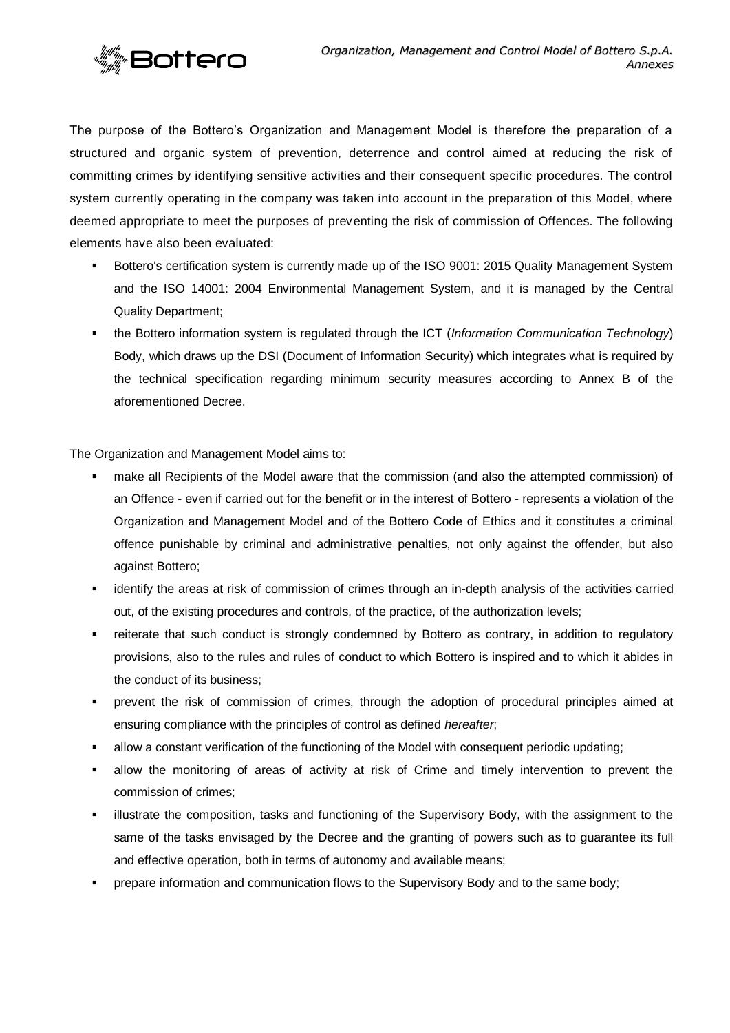The purpose of the Bottero's Organization and Management Model is therefore the preparation of a structured and organic system of prevention, deterrence and control aimed at reducing the risk of committing crimes by identifying sensitive activities and their consequent specific procedures. The control system currently operating in the company was taken into account in the preparation of this Model, where deemed appropriate to meet the purposes of preventing the risk of commission of Offences. The following elements have also been evaluated:

- Bottero's certification system is currently made up of the ISO 9001: 2015 Quality Management System and the ISO 14001: 2004 Environmental Management System, and it is managed by the Central Quality Department;
- the Bottero information system is regulated through the ICT (*Information Communication Technology*) Body, which draws up the DSI (Document of Information Security) which integrates what is required by the technical specification regarding minimum security measures according to Annex B of the aforementioned Decree.

The Organization and Management Model aims to:

- make all Recipients of the Model aware that the commission (and also the attempted commission) of an Offence - even if carried out for the benefit or in the interest of Bottero - represents a violation of the Organization and Management Model and of the Bottero Code of Ethics and it constitutes a criminal offence punishable by criminal and administrative penalties, not only against the offender, but also against Bottero;
- identify the areas at risk of commission of crimes through an in-depth analysis of the activities carried out, of the existing procedures and controls, of the practice, of the authorization levels;
- reiterate that such conduct is strongly condemned by Bottero as contrary, in addition to regulatory provisions, also to the rules and rules of conduct to which Bottero is inspired and to which it abides in the conduct of its business;
- prevent the risk of commission of crimes, through the adoption of procedural principles aimed at ensuring compliance with the principles of control as defined *hereafter*;
- allow a constant verification of the functioning of the Model with consequent periodic updating;
- allow the monitoring of areas of activity at risk of Crime and timely intervention to prevent the commission of crimes;
- illustrate the composition, tasks and functioning of the Supervisory Body, with the assignment to the same of the tasks envisaged by the Decree and the granting of powers such as to guarantee its full and effective operation, both in terms of autonomy and available means;
- prepare information and communication flows to the Supervisory Body and to the same body;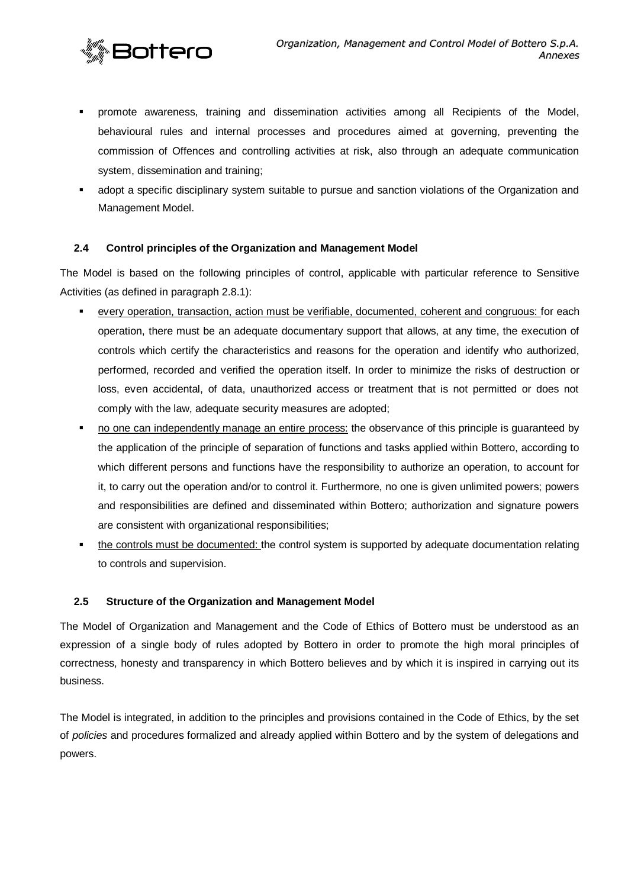- promote awareness, training and dissemination activities among all Recipients of the Model, behavioural rules and internal processes and procedures aimed at governing, preventing the commission of Offences and controlling activities at risk, also through an adequate communication system, dissemination and training;
- adopt a specific disciplinary system suitable to pursue and sanction violations of the Organization and Management Model.

### 2.4 Control principles of the Organization and Management Model

The Model is based on the following principles of control, applicable with particular reference to Sensitive Activities (as defined in paragraph 2.8.1):

- every operation, transaction, action must be verifiable, documented, coherent and congruous: for each operation, there must be an adequate documentary support that allows, at any time, the execution of controls which certify the characteristics and reasons for the operation and identify who authorized, performed, recorded and verified the operation itself. In order to minimize the risks of destruction or loss, even accidental, of data, unauthorized access or treatment that is not permitted or does not comply with the law, adequate security measures are adopted;
- no one can independently manage an entire process: the observance of this principle is guaranteed by the application of the principle of separation of functions and tasks applied within Bottero, according to which different persons and functions have the responsibility to authorize an operation, to account for it, to carry out the operation and/or to control it. Furthermore, no one is given unlimited powers; powers and responsibilities are defined and disseminated within Bottero; authorization and signature powers are consistent with organizational responsibilities;
- the controls must be documented: the control system is supported by adequate documentation relating to controls and supervision.

### 2.5 Structure of the Organization and Management Model

The Model of Organization and Management and the Code of Ethics of Bottero must be understood as an expression of a single body of rules adopted by Bottero in order to promote the high moral principles of correctness, honesty and transparency in which Bottero believes and by which it is inspired in carrying out its business.

The Model is integrated, in addition to the principles and provisions contained in the Code of Ethics, by the set of *policies* and procedures formalized and already applied within Bottero and by the system of delegations and powers.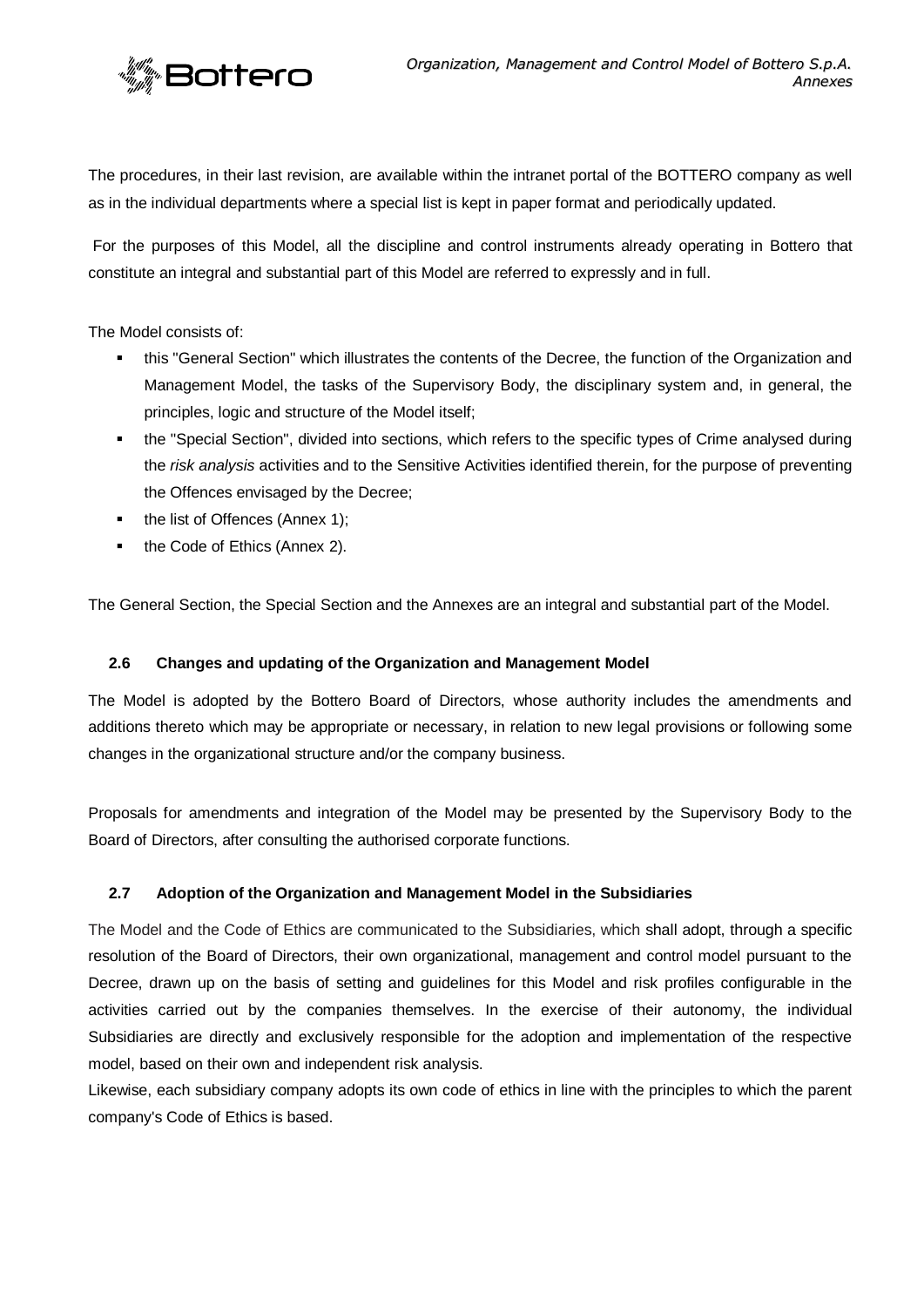The procedures, in their last revision, are available within the intranet portal of the BOTTERO company as well as in the individual departments where a special list is kept in paper format and periodically updated.

For the purposes of this Model, all the discipline and control instruments already operating in Bottero that constitute an integral and substantial part of this Model are referred to expressly and in full.

The Model consists of:

- this "General Section" which illustrates the contents of the Decree, the function of the Organization and Management Model, the tasks of the Supervisory Body, the disciplinary system and, in general, the principles, logic and structure of the Model itself;
- the "Special Section", divided into sections, which refers to the specific types of Crime analysed during the *risk analysis* activities and to the Sensitive Activities identified therein, for the purpose of preventing the Offences envisaged by the Decree;
- the list of Offences (Annex 1);
- the Code of Ethics (Annex 2).

The General Section, the Special Section and the Annexes are an integral and substantial part of the Model.

### 2.6 Changes and updating of the Organization and Management Model

The Model is adopted by the Bottero Board of Directors, whose authority includes the amendments and additions thereto which may be appropriate or necessary, in relation to new legal provisions or following some changes in the organizational structure and/or the company business.

Proposals for amendments and integration of the Model may be presented by the Supervisory Body to the Board of Directors, after consulting the authorised corporate functions.

### 2.7 Adoption of the Organization and Management Model in the Subsidiaries

The Model and the Code of Ethics are communicated to the Subsidiaries, which shall adopt, through a specific resolution of the Board of Directors, their own organizational, management and control model pursuant to the Decree, drawn up on the basis of setting and guidelines for this Model and risk profiles configurable in the activities carried out by the companies themselves. In the exercise of their autonomy, the individual Subsidiaries are directly and exclusively responsible for the adoption and implementation of the respective model, based on their own and independent risk analysis.

Likewise, each subsidiary company adopts its own code of ethics in line with the principles to which the parent company's Code of Ethics is based.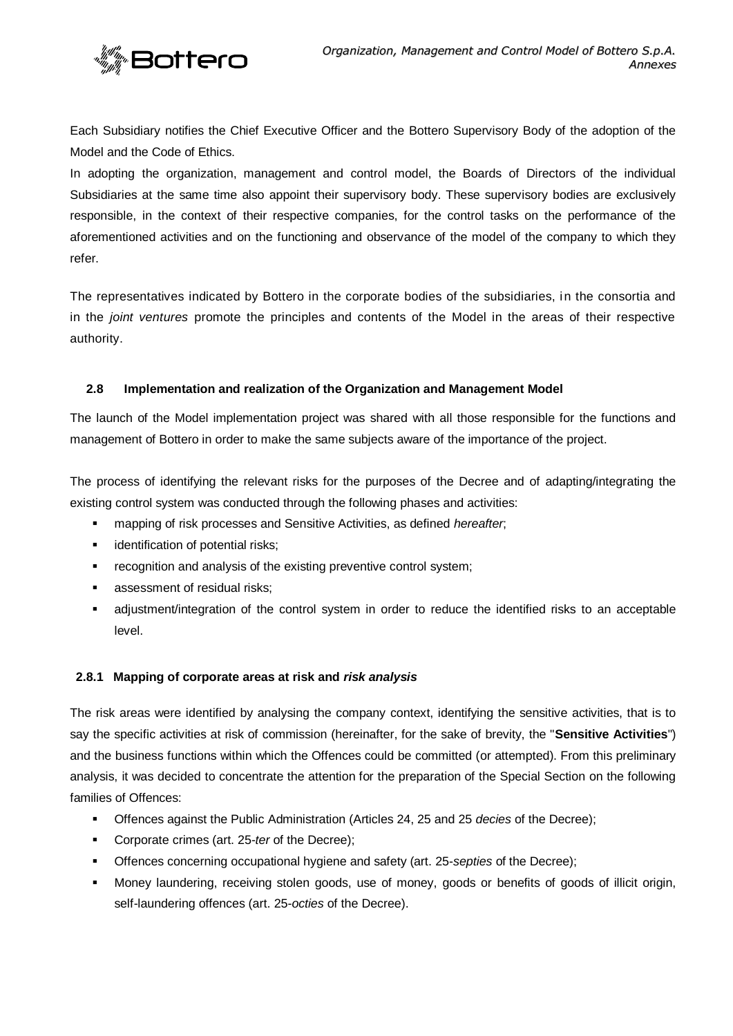Each Subsidiary notifies the Chief Executive Officer and the Bottero Supervisory Body of the adoption of the Model and the Code of Ethics.

In adopting the organization, management and control model, the Boards of Directors of the individual Subsidiaries at the same time also appoint their supervisory body. These supervisory bodies are exclusively responsible, in the context of their respective companies, for the control tasks on the performance of the aforementioned activities and on the functioning and observance of the model of the company to which they refer.

The representatives indicated by Bottero in the corporate bodies of the subsidiaries, in the consortia and in the *joint ventures* promote the principles and contents of the Model in the areas of their respective authority.

### 2.8 Implementation and realization of the Organization and Management Model

The launch of the Model implementation project was shared with all those responsible for the functions and management of Bottero in order to make the same subjects aware of the importance of the project.

The process of identifying the relevant risks for the purposes of the Decree and of adapting/integrating the existing control system was conducted through the following phases and activities:

- mapping of risk processes and Sensitive Activities, as defined *hereafter*;
- identification of potential risks;
- recognition and analysis of the existing preventive control system;
- assessment of residual risks;
- adjustment/integration of the control system in order to reduce the identified risks to an acceptable level.

#### 2.8.1 Mapping of corporate areas at risk and *risk analysis*

The risk areas were identified by analysing the company context, identifying the sensitive activities, that is to say the specific activities at risk of commission (hereinafter, for the sake of brevity, the "**Sensitive Activities**") and the business functions within which the Offences could be committed (or attempted). From this preliminary analysis, it was decided to concentrate the attention for the preparation of the Special Section on the following families of Offences:

- Offences against the Public Administration (Articles 24, 25 and 25 *decies* of the Decree);
- Corporate crimes (art. 25-*ter* of the Decree);
- Offences concerning occupational hygiene and safety (art. 25-*septies* of the Decree);
- Money laundering, receiving stolen goods, use of money, goods or benefits of goods of illicit origin, self-laundering offences (art. 25-*octies* of the Decree).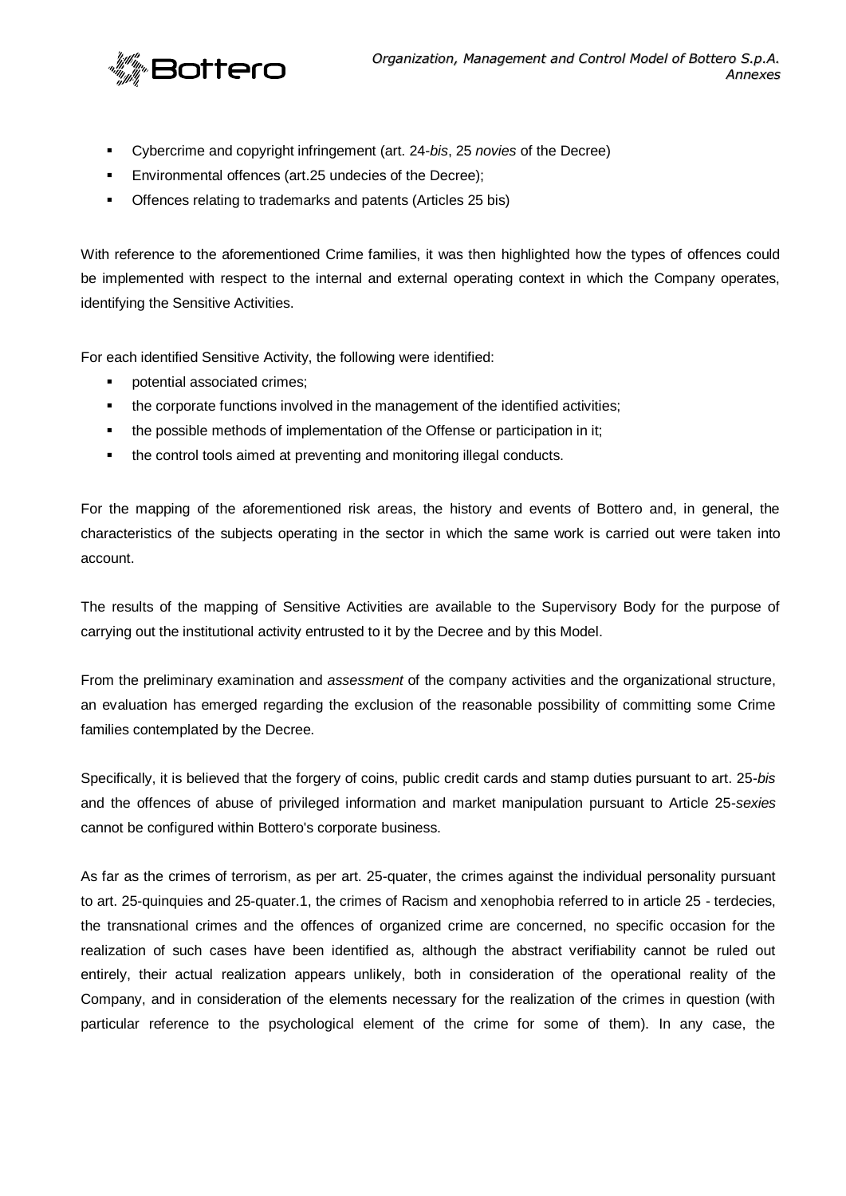- Cybercrime and copyright infringement (art. 24-*bis*, 25 *novies* of the Decree)
- Environmental offences (art.25 undecies of the Decree);
- Offences relating to trademarks and patents (Articles 25 bis)

With reference to the aforementioned Crime families, it was then highlighted how the types of offences could be implemented with respect to the internal and external operating context in which the Company operates, identifying the Sensitive Activities.

For each identified Sensitive Activity, the following were identified:

- potential associated crimes;
- the corporate functions involved in the management of the identified activities;
- the possible methods of implementation of the Offense or participation in it;
- the control tools aimed at preventing and monitoring illegal conducts.

For the mapping of the aforementioned risk areas, the history and events of Bottero and, in general, the characteristics of the subjects operating in the sector in which the same work is carried out were taken into account.

The results of the mapping of Sensitive Activities are available to the Supervisory Body for the purpose of carrying out the institutional activity entrusted to it by the Decree and by this Model.

From the preliminary examination and *assessment* of the company activities and the organizational structure, an evaluation has emerged regarding the exclusion of the reasonable possibility of committing some Crime families contemplated by the Decree.

Specifically, it is believed that the forgery of coins, public credit cards and stamp duties pursuant to art. 25-*bis* and the offences of abuse of privileged information and market manipulation pursuant to Article 25-*sexies* cannot be configured within Bottero's corporate business.

As far as the crimes of terrorism, as per art. 25-quater, the crimes against the individual personality pursuant to art. 25-quinquies and 25-quater.1, the crimes of Racism and xenophobia referred to in article 25 - terdecies, the transnational crimes and the offences of organized crime are concerned, no specific occasion for the realization of such cases have been identified as, although the abstract verifiability cannot be ruled out entirely, their actual realization appears unlikely, both in consideration of the operational reality of the Company, and in consideration of the elements necessary for the realization of the crimes in question (with particular reference to the psychological element of the crime for some of them). In any case, the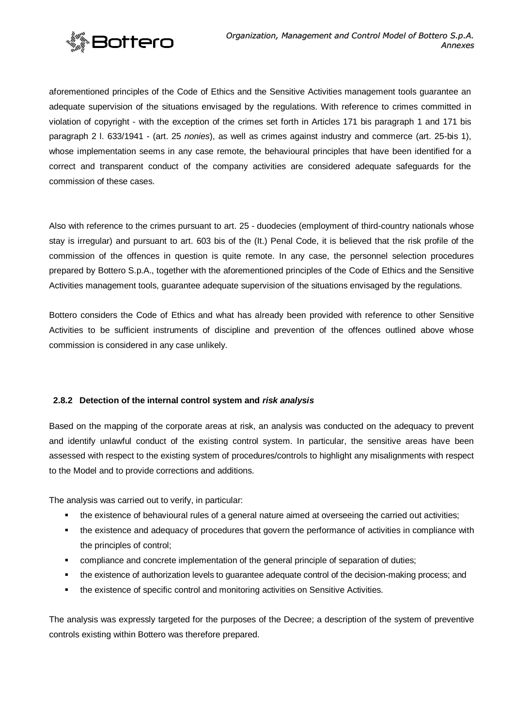aforementioned principles of the Code of Ethics and the Sensitive Activities management tools guarantee an adequate supervision of the situations envisaged by the regulations. With reference to crimes committed in violation of copyright - with the exception of the crimes set forth in Articles 171 bis paragraph 1 and 171 bis paragraph 2 l. 633/1941 - (art. 25 *nonies*), as well as crimes against industry and commerce (art. 25-bis 1), whose implementation seems in any case remote, the behavioural principles that have been identified for a correct and transparent conduct of the company activities are considered adequate safeguards for the commission of these cases.

Also with reference to the crimes pursuant to art. 25 - duodecies (employment of third-country nationals whose stay is irregular) and pursuant to art. 603 bis of the (It.) Penal Code, it is believed that the risk profile of the commission of the offences in question is quite remote. In any case, the personnel selection procedures prepared by Bottero S.p.A., together with the aforementioned principles of the Code of Ethics and the Sensitive Activities management tools, guarantee adequate supervision of the situations envisaged by the regulations.

Bottero considers the Code of Ethics and what has already been provided with reference to other Sensitive Activities to be sufficient instruments of discipline and prevention of the offences outlined above whose commission is considered in any case unlikely.

### 2.8.2 Detection of the internal control system and *risk analysis*

Based on the mapping of the corporate areas at risk, an analysis was conducted on the adequacy to prevent and identify unlawful conduct of the existing control system. In particular, the sensitive areas have been assessed with respect to the existing system of procedures/controls to highlight any misalignments with respect to the Model and to provide corrections and additions.

The analysis was carried out to verify, in particular:

- the existence of behavioural rules of a general nature aimed at overseeing the carried out activities;
- the existence and adequacy of procedures that govern the performance of activities in compliance with the principles of control;
- compliance and concrete implementation of the general principle of separation of duties;
- the existence of authorization levels to guarantee adequate control of the decision-making process; and
- the existence of specific control and monitoring activities on Sensitive Activities.

The analysis was expressly targeted for the purposes of the Decree; a description of the system of preventive controls existing within Bottero was therefore prepared.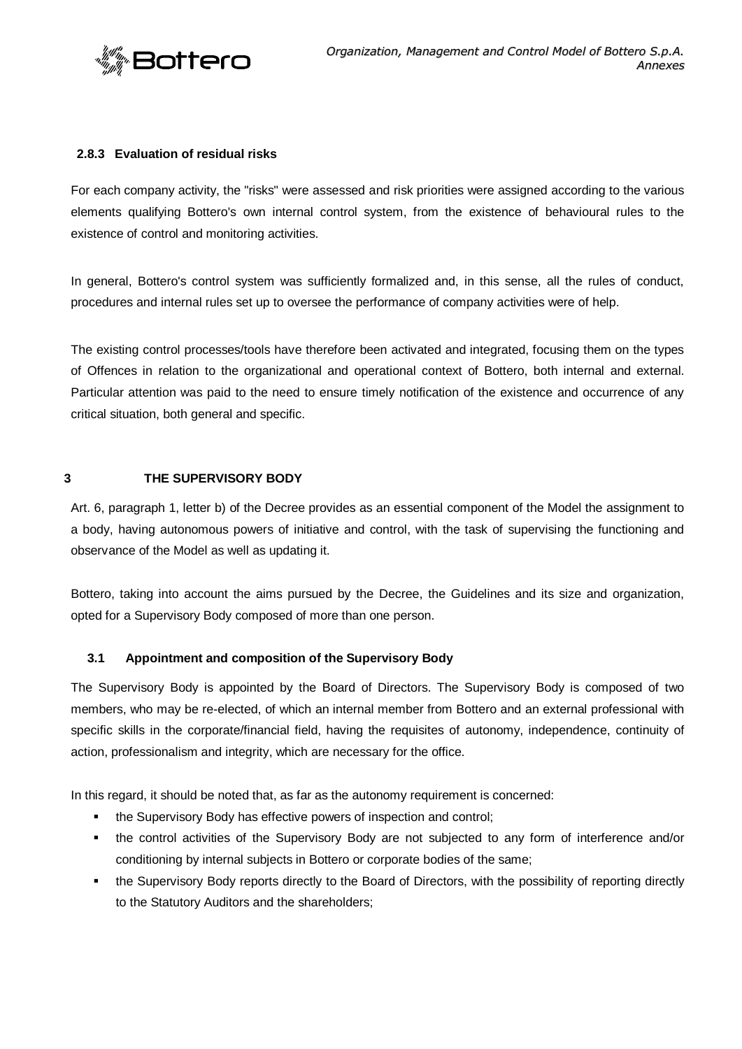#### 2.8.3 Evaluation of residual risks

For each company activity, the "risks" were assessed and risk priorities were assigned according to the various elements qualifying Bottero's own internal control system, from the existence of behavioural rules to the existence of control and monitoring activities.

In general, Bottero's control system was sufficiently formalized and, in this sense, all the rules of conduct, procedures and internal rules set up to oversee the performance of company activities were of help.

The existing control processes/tools have therefore been activated and integrated, focusing them on the types of Offences in relation to the organizational and operational context of Bottero, both internal and external. Particular attention was paid to the need to ensure timely notification of the existence and occurrence of any critical situation, both general and specific.

## 3 THE SUPERVISORY BODY

Art. 6, paragraph 1, letter b) of the Decree provides as an essential component of the Model the assignment to a body, having autonomous powers of initiative and control, with the task of supervising the functioning and observance of the Model as well as updating it.

Bottero, taking into account the aims pursued by the Decree, the Guidelines and its size and organization, opted for a Supervisory Body composed of more than one person.

### 3.1 Appointment and composition of the Supervisory Body

The Supervisory Body is appointed by the Board of Directors. The Supervisory Body is composed of two members, who may be re-elected, of which an internal member from Bottero and an external professional with specific skills in the corporate/financial field, having the requisites of autonomy, independence, continuity of action, professionalism and integrity, which are necessary for the office.

In this regard, it should be noted that, as far as the autonomy requirement is concerned:

- the Supervisory Body has effective powers of inspection and control;
- the control activities of the Supervisory Body are not subjected to any form of interference and/or conditioning by internal subjects in Bottero or corporate bodies of the same;
- the Supervisory Body reports directly to the Board of Directors, with the possibility of reporting directly to the Statutory Auditors and the shareholders;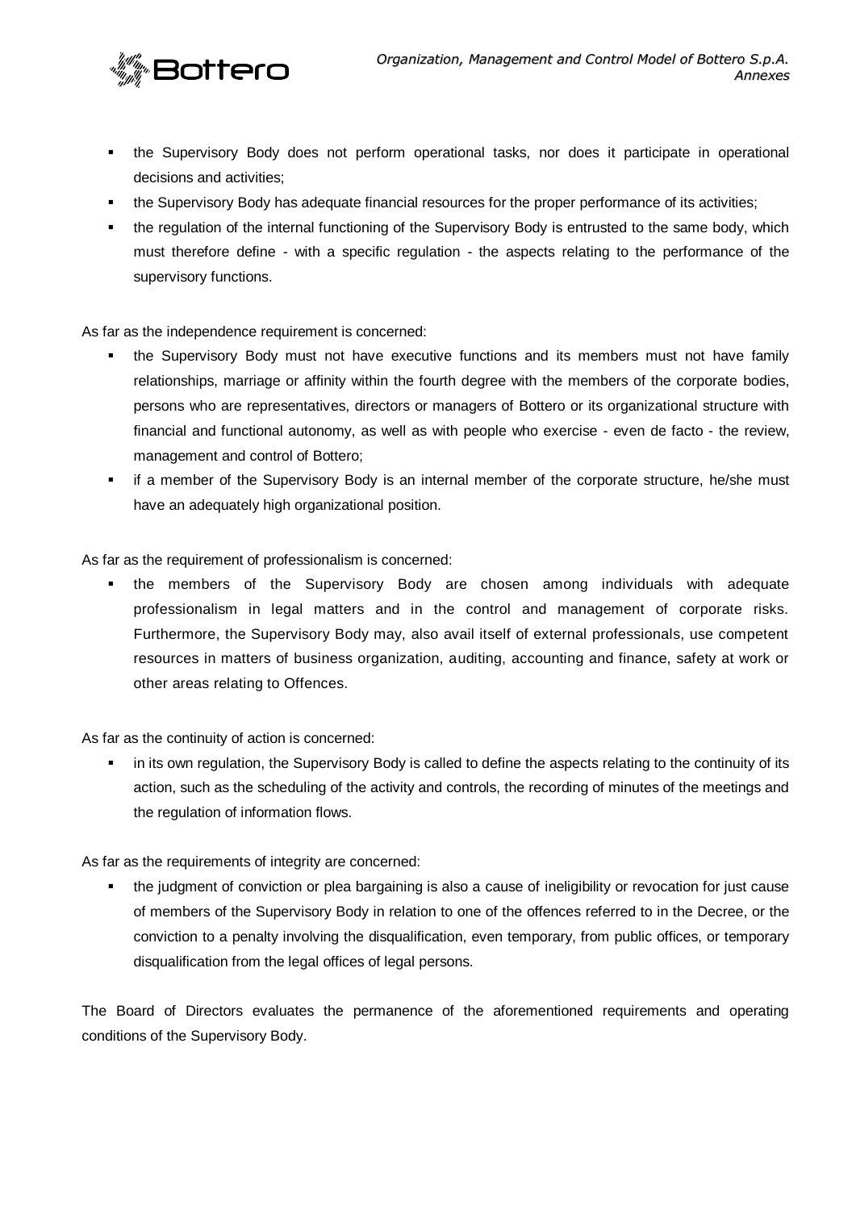- the Supervisory Body does not perform operational tasks, nor does it participate in operational decisions and activities;
- the Supervisory Body has adequate financial resources for the proper performance of its activities;
- the regulation of the internal functioning of the Supervisory Body is entrusted to the same body, which must therefore define - with a specific regulation - the aspects relating to the performance of the supervisory functions.

As far as the independence requirement is concerned:

- the Supervisory Body must not have executive functions and its members must not have family relationships, marriage or affinity within the fourth degree with the members of the corporate bodies, persons who are representatives, directors or managers of Bottero or its organizational structure with financial and functional autonomy, as well as with people who exercise - even de facto - the review, management and control of Bottero;
- if a member of the Supervisory Body is an internal member of the corporate structure, he/she must have an adequately high organizational position.

As far as the requirement of professionalism is concerned:

- the members of the Supervisory Body are chosen among individuals with adequate professionalism in legal matters and in the control and management of corporate risks. Furthermore, the Supervisory Body may, also avail itself of external professionals, use competent resources in matters of business organization, auditing, accounting and finance, safety at work or other areas relating to Offences.

As far as the continuity of action is concerned:

- in its own regulation, the Supervisory Body is called to define the aspects relating to the continuity of its action, such as the scheduling of the activity and controls, the recording of minutes of the meetings and the regulation of information flows.

As far as the requirements of integrity are concerned:

- the judgment of conviction or plea bargaining is also a cause of ineligibility or revocation for just cause of members of the Supervisory Body in relation to one of the offences referred to in the Decree, or the conviction to a penalty involving the disqualification, even temporary, from public offices, or temporary disqualification from the legal offices of legal persons.

The Board of Directors evaluates the permanence of the aforementioned requirements and operating conditions of the Supervisory Body.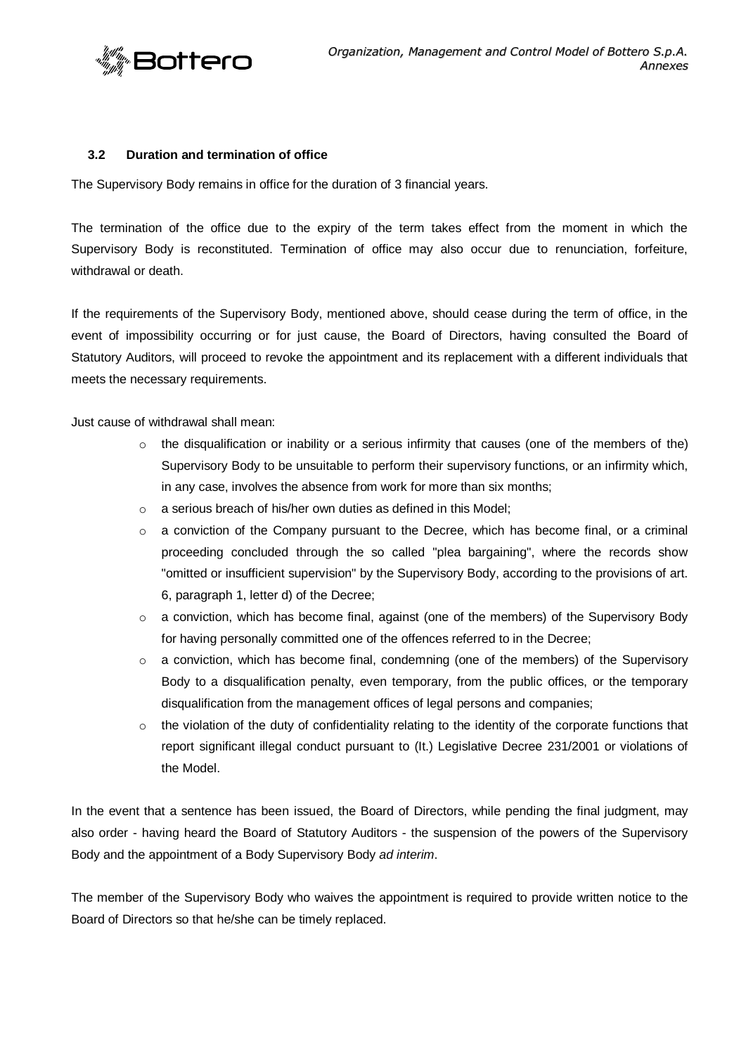### 3.2 Duration and termination of office

The Supervisory Body remains in office for the duration of 3 financial years.

The termination of the office due to the expiry of the term takes effect from the moment in which the Supervisory Body is reconstituted. Termination of office may also occur due to renunciation, forfeiture, withdrawal or death.

If the requirements of the Supervisory Body, mentioned above, should cease during the term of office, in the event of impossibility occurring or for just cause, the Board of Directors, having consulted the Board of Statutory Auditors, will proceed to revoke the appointment and its replacement with a different individuals that meets the necessary requirements.

Just cause of withdrawal shall mean:

- the disqualification or inability or a serious infirmity that causes (one of the members of the) Supervisory Body to be unsuitable to perform their supervisory functions, or an infirmity which, in any case, involves the absence from work for more than six months;
- a serious breach of his/her own duties as defined in this Model;
- a conviction of the Company pursuant to the Decree, which has become final, or a criminal proceeding concluded through the so called "plea bargaining", where the records show "omitted or insufficient supervision" by the Supervisory Body, according to the provisions of art. 6, paragraph 1, letter d) of the Decree;
- a conviction, which has become final, against (one of the members) of the Supervisory Body for having personally committed one of the offences referred to in the Decree;
- a conviction, which has become final, condemning (one of the members) of the Supervisory Body to a disqualification penalty, even temporary, from the public offices, or the temporary disqualification from the management offices of legal persons and companies;
- the violation of the duty of confidentiality relating to the identity of the corporate functions that report significant illegal conduct pursuant to (It.) Legislative Decree 231/2001 or violations of the Model.

In the event that a sentence has been issued, the Board of Directors, while pending the final judgment, may also order - having heard the Board of Statutory Auditors - the suspension of the powers of the Supervisory Body and the appointment of a Body Supervisory Body *ad interim*.

The member of the Supervisory Body who waives the appointment is required to provide written notice to the Board of Directors so that he/she can be timely replaced.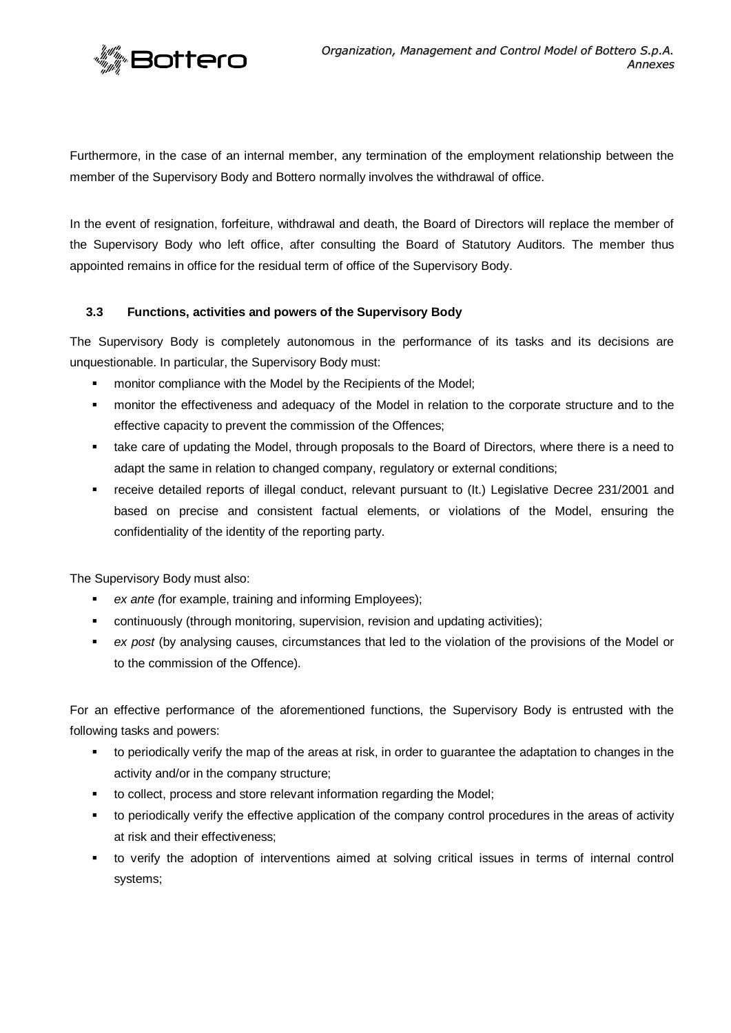Furthermore, in the case of an internal member, any termination of the employment relationship between the member of the Supervisory Body and Bottero normally involves the withdrawal of office.

In the event of resignation, forfeiture, withdrawal and death, the Board of Directors will replace the member of the Supervisory Body who left office, after consulting the Board of Statutory Auditors. The member thus appointed remains in office for the residual term of office of the Supervisory Body.

### 3.3 Functions, activities and powers of the Supervisory Body

The Supervisory Body is completely autonomous in the performance of its tasks and its decisions are unquestionable. In particular, the Supervisory Body must:

- monitor compliance with the Model by the Recipients of the Model;
- monitor the effectiveness and adequacy of the Model in relation to the corporate structure and to the effective capacity to prevent the commission of the Offences;
- take care of updating the Model, through proposals to the Board of Directors, where there is a need to adapt the same in relation to changed company, regulatory or external conditions;
- receive detailed reports of illegal conduct, relevant pursuant to (It.) Legislative Decree 231/2001 and based on precise and consistent factual elements, or violations of the Model, ensuring the confidentiality of the identity of the reporting party.

The Supervisory Body must also:

- *ex ante (*for example, training and informing Employees);
- continuously (through monitoring, supervision, revision and updating activities);
- *ex post* (by analysing causes, circumstances that led to the violation of the provisions of the Model or to the commission of the Offence).

For an effective performance of the aforementioned functions, the Supervisory Body is entrusted with the following tasks and powers:

- to periodically verify the map of the areas at risk, in order to guarantee the adaptation to changes in the activity and/or in the company structure;
- to collect, process and store relevant information regarding the Model;
- to periodically verify the effective application of the company control procedures in the areas of activity at risk and their effectiveness;
- to verify the adoption of interventions aimed at solving critical issues in terms of internal control systems;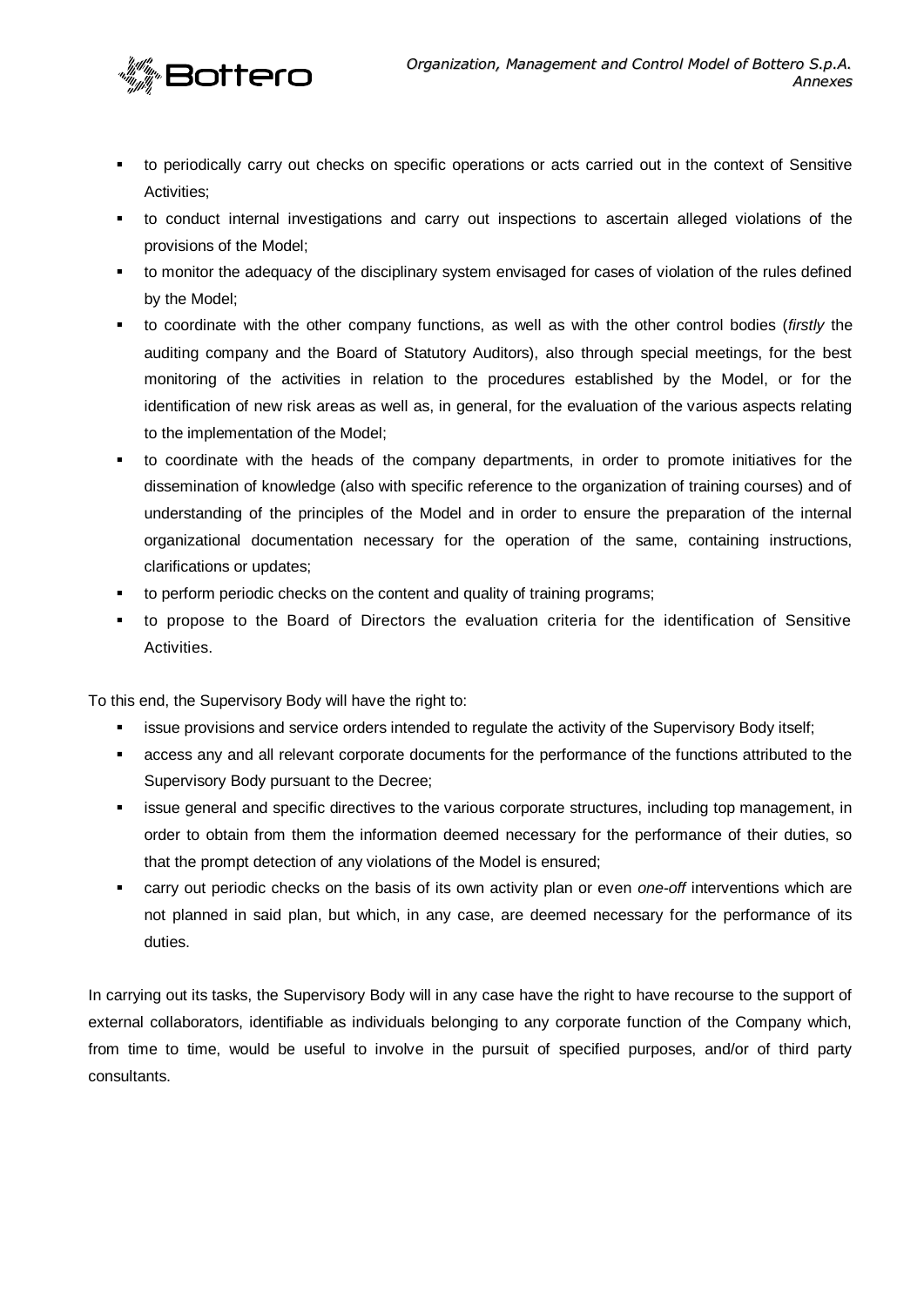- to periodically carry out checks on specific operations or acts carried out in the context of Sensitive Activities;
- to conduct internal investigations and carry out inspections to ascertain alleged violations of the provisions of the Model;
- to monitor the adequacy of the disciplinary system envisaged for cases of violation of the rules defined by the Model;
- to coordinate with the other company functions, as well as with the other control bodies (*firstly* the auditing company and the Board of Statutory Auditors), also through special meetings, for the best monitoring of the activities in relation to the procedures established by the Model, or for the identification of new risk areas as well as, in general, for the evaluation of the various aspects relating to the implementation of the Model;
- to coordinate with the heads of the company departments, in order to promote initiatives for the dissemination of knowledge (also with specific reference to the organization of training courses) and of understanding of the principles of the Model and in order to ensure the preparation of the internal organizational documentation necessary for the operation of the same, containing instructions, clarifications or updates;
- to perform periodic checks on the content and quality of training programs;
- to propose to the Board of Directors the evaluation criteria for the identification of Sensitive Activities.

To this end, the Supervisory Body will have the right to:

- issue provisions and service orders intended to regulate the activity of the Supervisory Body itself;
- access any and all relevant corporate documents for the performance of the functions attributed to the Supervisory Body pursuant to the Decree;
- issue general and specific directives to the various corporate structures, including top management, in order to obtain from them the information deemed necessary for the performance of their duties, so that the prompt detection of any violations of the Model is ensured;
- carry out periodic checks on the basis of its own activity plan or even *one-off* interventions which are not planned in said plan, but which, in any case, are deemed necessary for the performance of its duties.

In carrying out its tasks, the Supervisory Body will in any case have the right to have recourse to the support of external collaborators, identifiable as individuals belonging to any corporate function of the Company which, from time to time, would be useful to involve in the pursuit of specified purposes, and/or of third party consultants.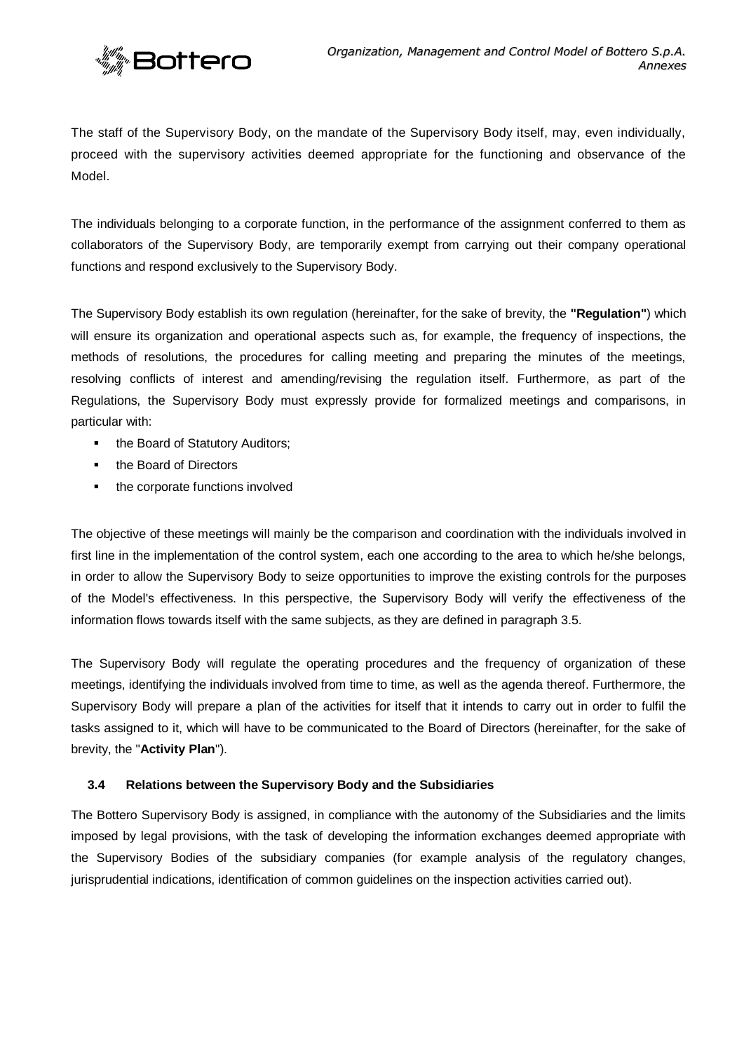The staff of the Supervisory Body, on the mandate of the Supervisory Body itself, may, even individually, proceed with the supervisory activities deemed appropriate for the functioning and observance of the Model.

The individuals belonging to a corporate function, in the performance of the assignment conferred to them as collaborators of the Supervisory Body, are temporarily exempt from carrying out their company operational functions and respond exclusively to the Supervisory Body.

The Supervisory Body establish its own regulation (hereinafter, for the sake of brevity, the **"Regulation"**) which will ensure its organization and operational aspects such as, for example, the frequency of inspections, the methods of resolutions, the procedures for calling meeting and preparing the minutes of the meetings, resolving conflicts of interest and amending/revising the regulation itself. Furthermore, as part of the Regulations, the Supervisory Body must expressly provide for formalized meetings and comparisons, in particular with:

- the Board of Statutory Auditors;
- the Board of Directors
- the corporate functions involved

The objective of these meetings will mainly be the comparison and coordination with the individuals involved in first line in the implementation of the control system, each one according to the area to which he/she belongs, in order to allow the Supervisory Body to seize opportunities to improve the existing controls for the purposes of the Model's effectiveness. In this perspective, the Supervisory Body will verify the effectiveness of the information flows towards itself with the same subjects, as they are defined in paragraph 3.5.

The Supervisory Body will regulate the operating procedures and the frequency of organization of these meetings, identifying the individuals involved from time to time, as well as the agenda thereof. Furthermore, the Supervisory Body will prepare a plan of the activities for itself that it intends to carry out in order to fulfil the tasks assigned to it, which will have to be communicated to the Board of Directors (hereinafter, for the sake of brevity, the "**Activity Plan**").

### 3.4 Relations between the Supervisory Body and the Subsidiaries

The Bottero Supervisory Body is assigned, in compliance with the autonomy of the Subsidiaries and the limits imposed by legal provisions, with the task of developing the information exchanges deemed appropriate with the Supervisory Bodies of the subsidiary companies (for example analysis of the regulatory changes, jurisprudential indications, identification of common guidelines on the inspection activities carried out).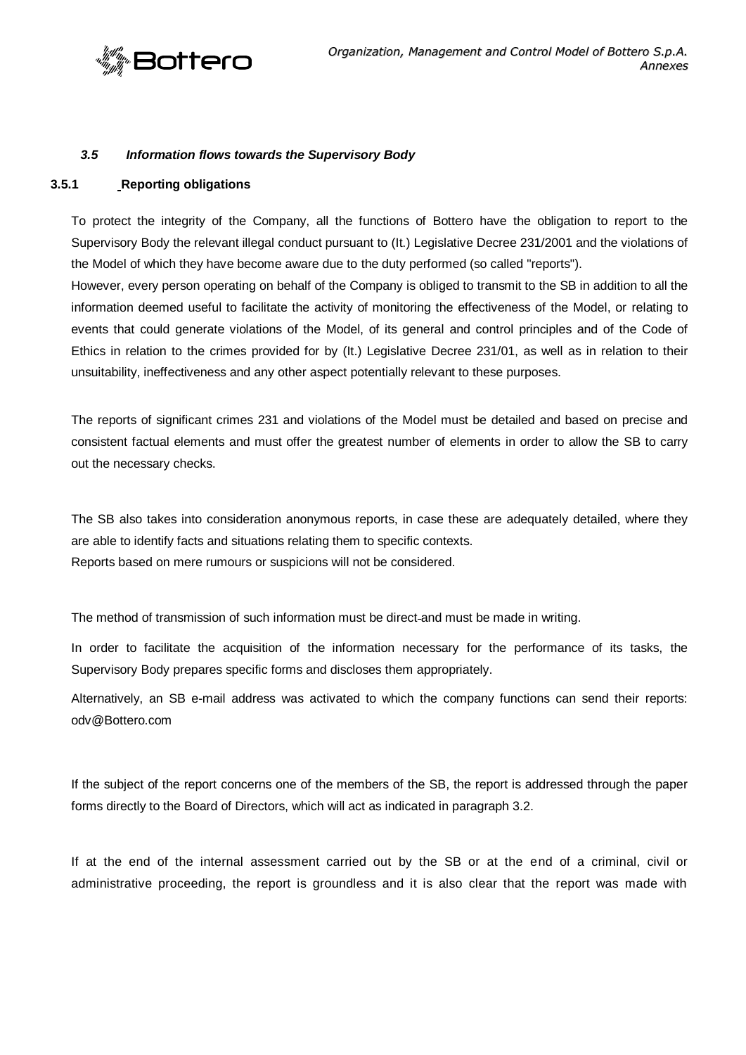### *3.5 Information flows towards the Supervisory Body*

#### 3.5.1 Reporting obligations

To protect the integrity of the Company, all the functions of Bottero have the obligation to report to the Supervisory Body the relevant illegal conduct pursuant to (It.) Legislative Decree 231/2001 and the violations of the Model of which they have become aware due to the duty performed (so called "reports").

However, every person operating on behalf of the Company is obliged to transmit to the SB in addition to all the information deemed useful to facilitate the activity of monitoring the effectiveness of the Model, or relating to events that could generate violations of the Model, of its general and control principles and of the Code of Ethics in relation to the crimes provided for by (It.) Legislative Decree 231/01, as well as in relation to their unsuitability, ineffectiveness and any other aspect potentially relevant to these purposes.

The reports of significant crimes 231 and violations of the Model must be detailed and based on precise and consistent factual elements and must offer the greatest number of elements in order to allow the SB to carry out the necessary checks.

The SB also takes into consideration anonymous reports, in case these are adequately detailed, where they are able to identify facts and situations relating them to specific contexts.

Reports based on mere rumours or suspicions will not be considered.

The method of transmission of such information must be direct and must be made in writing.

In order to facilitate the acquisition of the information necessary for the performance of its tasks, the Supervisory Body prepares specific forms and discloses them appropriately.

Alternatively, an SB e-mail address was activated to which the company functions can send their reports: odv@Bottero.com

If the subject of the report concerns one of the members of the SB, the report is addressed through the paper forms directly to the Board of Directors, which will act as indicated in paragraph 3.2.

If at the end of the internal assessment carried out by the SB or at the end of a criminal, civil or administrative proceeding, the report is groundless and it is also clear that the report was made with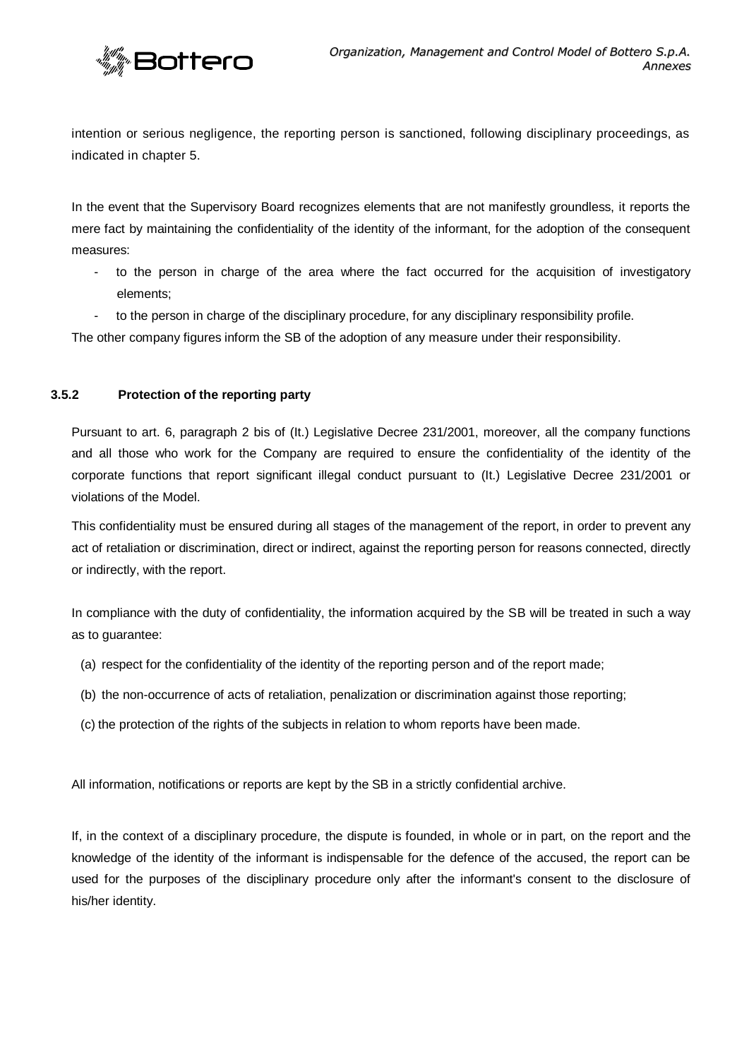intention or serious negligence, the reporting person is sanctioned, following disciplinary proceedings, as indicated in chapter 5.

In the event that the Supervisory Board recognizes elements that are not manifestly groundless, it reports the mere fact by maintaining the confidentiality of the identity of the informant, for the adoption of the consequent measures:

- to the person in charge of the area where the fact occurred for the acquisition of investigatory elements;
- to the person in charge of the disciplinary procedure, for any disciplinary responsibility profile.

The other company figures inform the SB of the adoption of any measure under their responsibility.

### 3.5.2 Protection of the reporting party

Pursuant to art. 6, paragraph 2 bis of (It.) Legislative Decree 231/2001, moreover, all the company functions and all those who work for the Company are required to ensure the confidentiality of the identity of the corporate functions that report significant illegal conduct pursuant to (It.) Legislative Decree 231/2001 or violations of the Model.

This confidentiality must be ensured during all stages of the management of the report, in order to prevent any act of retaliation or discrimination, direct or indirect, against the reporting person for reasons connected, directly or indirectly, with the report.

In compliance with the duty of confidentiality, the information acquired by the SB will be treated in such a way as to guarantee:

(a) respect for the confidentiality of the identity of the reporting person and of the report made;

(b) the non-occurrence of acts of retaliation, penalization or discrimination against those reporting;

(c) the protection of the rights of the subjects in relation to whom reports have been made.

All information, notifications or reports are kept by the SB in a strictly confidential archive.

If, in the context of a disciplinary procedure, the dispute is founded, in whole or in part, on the report and the knowledge of the identity of the informant is indispensable for the defence of the accused, the report can be used for the purposes of the disciplinary procedure only after the informant's consent to the disclosure of his/her identity.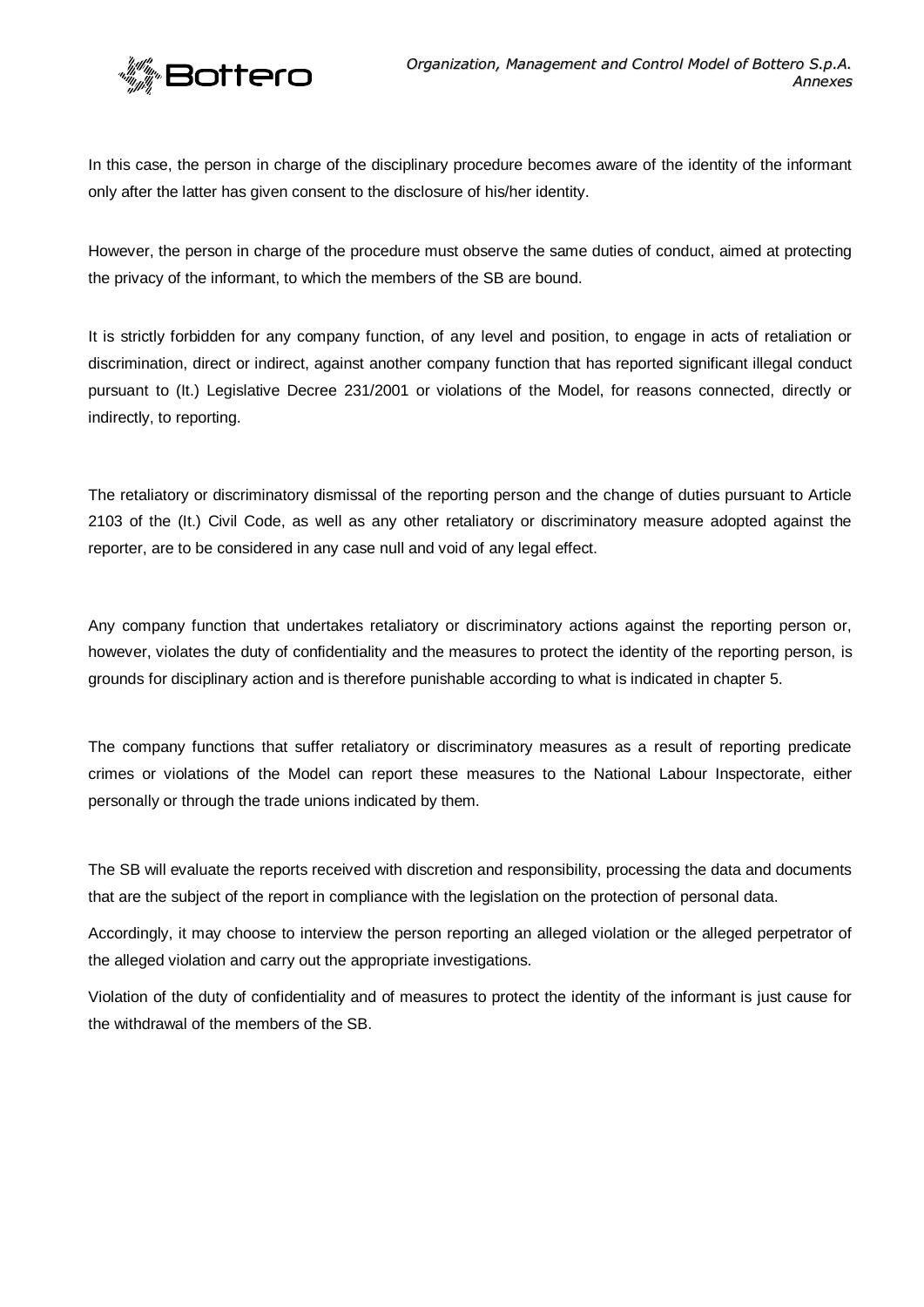In this case, the person in charge of the disciplinary procedure becomes aware of the identity of the informant only after the latter has given consent to the disclosure of his/her identity.

However, the person in charge of the procedure must observe the same duties of conduct, aimed at protecting the privacy of the informant, to which the members of the SB are bound.

It is strictly forbidden for any company function, of any level and position, to engage in acts of retaliation or discrimination, direct or indirect, against another company function that has reported significant illegal conduct pursuant to (It.) Legislative Decree 231/2001 or violations of the Model, for reasons connected, directly or indirectly, to reporting.

The retaliatory or discriminatory dismissal of the reporting person and the change of duties pursuant to Article 2103 of the (It.) Civil Code, as well as any other retaliatory or discriminatory measure adopted against the reporter, are to be considered in any case null and void of any legal effect.

Any company function that undertakes retaliatory or discriminatory actions against the reporting person or, however, violates the duty of confidentiality and the measures to protect the identity of the reporting person, is grounds for disciplinary action and is therefore punishable according to what is indicated in chapter 5.

The company functions that suffer retaliatory or discriminatory measures as a result of reporting predicate crimes or violations of the Model can report these measures to the National Labour Inspectorate, either personally or through the trade unions indicated by them.

The SB will evaluate the reports received with discretion and responsibility, processing the data and documents that are the subject of the report in compliance with the legislation on the protection of personal data.

Accordingly, it may choose to interview the person reporting an alleged violation or the alleged perpetrator of the alleged violation and carry out the appropriate investigations.

Violation of the duty of confidentiality and of measures to protect the identity of the informant is just cause for the withdrawal of the members of the SB.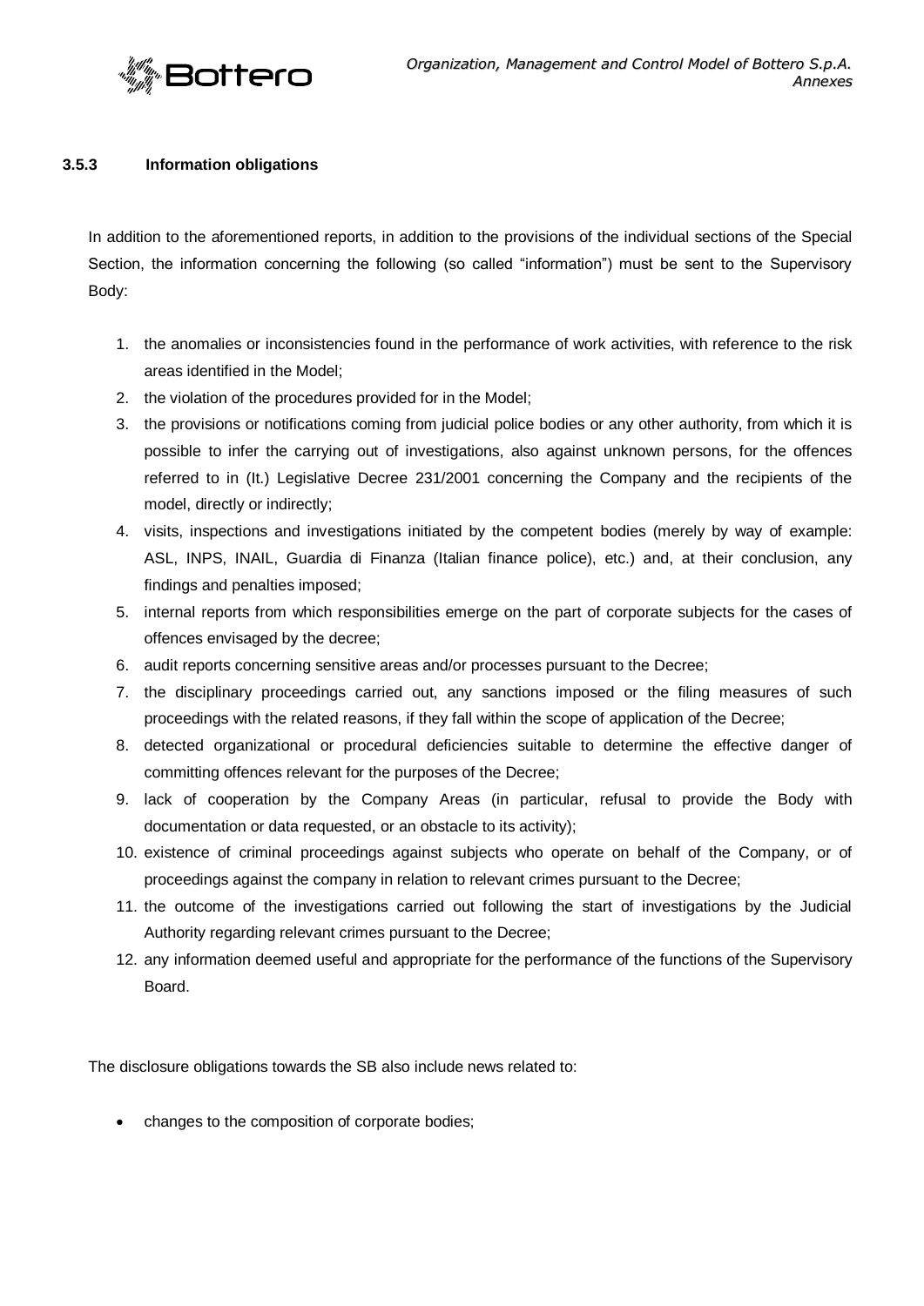### 3.5.3 Information obligations

In addition to the aforementioned reports, in addition to the provisions of the individual sections of the Special Section, the information concerning the following (so called "information") must be sent to the Supervisory Body:

1. the anomalies or inconsistencies found in the performance of work activities, with reference to the risk areas identified in the Model;
2. the violation of the procedures provided for in the Model;
3. the provisions or notifications coming from judicial police bodies or any other authority, from which it is possible to infer the carrying out of investigations, also against unknown persons, for the offences referred to in (It.) Legislative Decree 231/2001 concerning the Company and the recipients of the model, directly or indirectly;
4. visits, inspections and investigations initiated by the competent bodies (merely by way of example: ASL, INPS, INAIL, Guardia di Finanza (Italian finance police), etc.) and, at their conclusion, any findings and penalties imposed;
5. internal reports from which responsibilities emerge on the part of corporate subjects for the cases of offences envisaged by the decree;
6. audit reports concerning sensitive areas and/or processes pursuant to the Decree;
7. the disciplinary proceedings carried out, any sanctions imposed or the filing measures of such proceedings with the related reasons, if they fall within the scope of application of the Decree;
8. detected organizational or procedural deficiencies suitable to determine the effective danger of committing offences relevant for the purposes of the Decree;
9. lack of cooperation by the Company Areas (in particular, refusal to provide the Body with documentation or data requested, or an obstacle to its activity);
10. existence of criminal proceedings against subjects who operate on behalf of the Company, or of proceedings against the company in relation to relevant crimes pursuant to the Decree;
11. the outcome of the investigations carried out following the start of investigations by the Judicial Authority regarding relevant crimes pursuant to the Decree;
12. any information deemed useful and appropriate for the performance of the functions of the Supervisory Board.

The disclosure obligations towards the SB also include news related to:

- changes to the composition of corporate bodies;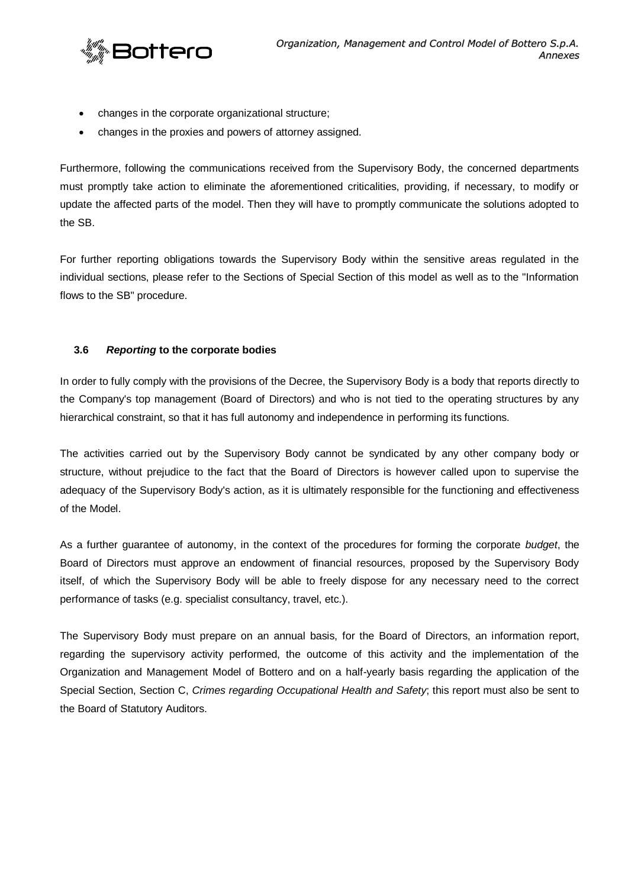- changes in the corporate organizational structure;
- changes in the proxies and powers of attorney assigned.

Furthermore, following the communications received from the Supervisory Body, the concerned departments must promptly take action to eliminate the aforementioned criticalities, providing, if necessary, to modify or update the affected parts of the model. Then they will have to promptly communicate the solutions adopted to the SB.

For further reporting obligations towards the Supervisory Body within the sensitive areas regulated in the individual sections, please refer to the Sections of Special Section of this model as well as to the "Information flows to the SB" procedure.

### 3.6 *Reporting* to the corporate bodies

In order to fully comply with the provisions of the Decree, the Supervisory Body is a body that reports directly to the Company's top management (Board of Directors) and who is not tied to the operating structures by any hierarchical constraint, so that it has full autonomy and independence in performing its functions.

The activities carried out by the Supervisory Body cannot be syndicated by any other company body or structure, without prejudice to the fact that the Board of Directors is however called upon to supervise the adequacy of the Supervisory Body's action, as it is ultimately responsible for the functioning and effectiveness of the Model.

As a further guarantee of autonomy, in the context of the procedures for forming the corporate *budget*, the Board of Directors must approve an endowment of financial resources, proposed by the Supervisory Body itself, of which the Supervisory Body will be able to freely dispose for any necessary need to the correct performance of tasks (e.g. specialist consultancy, travel, etc.).

The Supervisory Body must prepare on an annual basis, for the Board of Directors, an information report, regarding the supervisory activity performed, the outcome of this activity and the implementation of the Organization and Management Model of Bottero and on a half-yearly basis regarding the application of the Special Section, Section C, *Crimes regarding Occupational Health and Safety*; this report must also be sent to the Board of Statutory Auditors.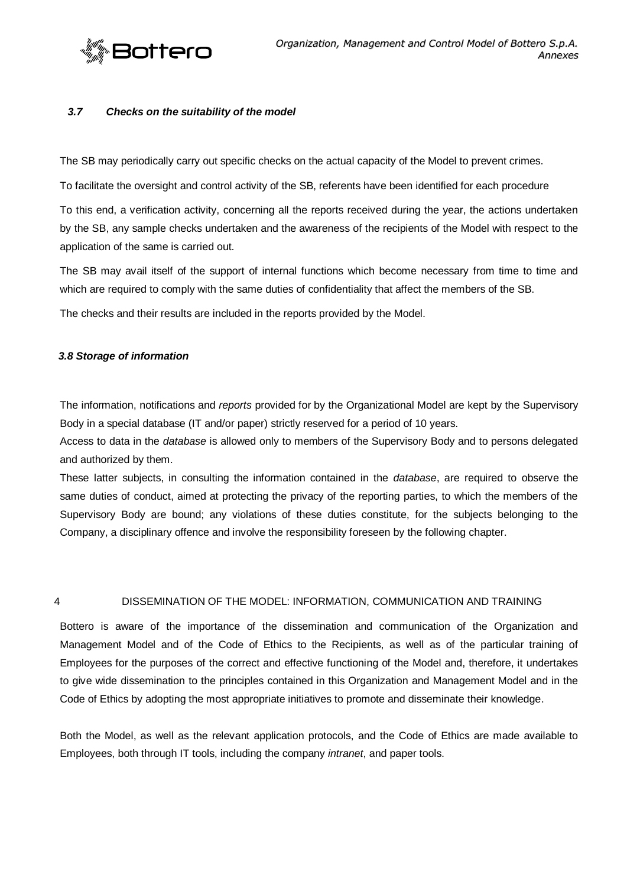### *3.7 Checks on the suitability of the model*

The SB may periodically carry out specific checks on the actual capacity of the Model to prevent crimes.

To facilitate the oversight and control activity of the SB, referents have been identified for each procedure

To this end, a verification activity, concerning all the reports received during the year, the actions undertaken by the SB, any sample checks undertaken and the awareness of the recipients of the Model with respect to the application of the same is carried out.

The SB may avail itself of the support of internal functions which become necessary from time to time and which are required to comply with the same duties of confidentiality that affect the members of the SB.

The checks and their results are included in the reports provided by the Model.

### *3.8 Storage of information*

The information, notifications and *reports* provided for by the Organizational Model are kept by the Supervisory Body in a special database (IT and/or paper) strictly reserved for a period of 10 years.

Access to data in the *database* is allowed only to members of the Supervisory Body and to persons delegated and authorized by them.

These latter subjects, in consulting the information contained in the *database*, are required to observe the same duties of conduct, aimed at protecting the privacy of the reporting parties, to which the members of the Supervisory Body are bound; any violations of these duties constitute, for the subjects belonging to the Company, a disciplinary offence and involve the responsibility foreseen by the following chapter.

## 4 DISSEMINATION OF THE MODEL: INFORMATION, COMMUNICATION AND TRAINING

Bottero is aware of the importance of the dissemination and communication of the Organization and Management Model and of the Code of Ethics to the Recipients, as well as of the particular training of Employees for the purposes of the correct and effective functioning of the Model and, therefore, it undertakes to give wide dissemination to the principles contained in this Organization and Management Model and in the Code of Ethics by adopting the most appropriate initiatives to promote and disseminate their knowledge.

Both the Model, as well as the relevant application protocols, and the Code of Ethics are made available to Employees, both through IT tools, including the company *intranet*, and paper tools.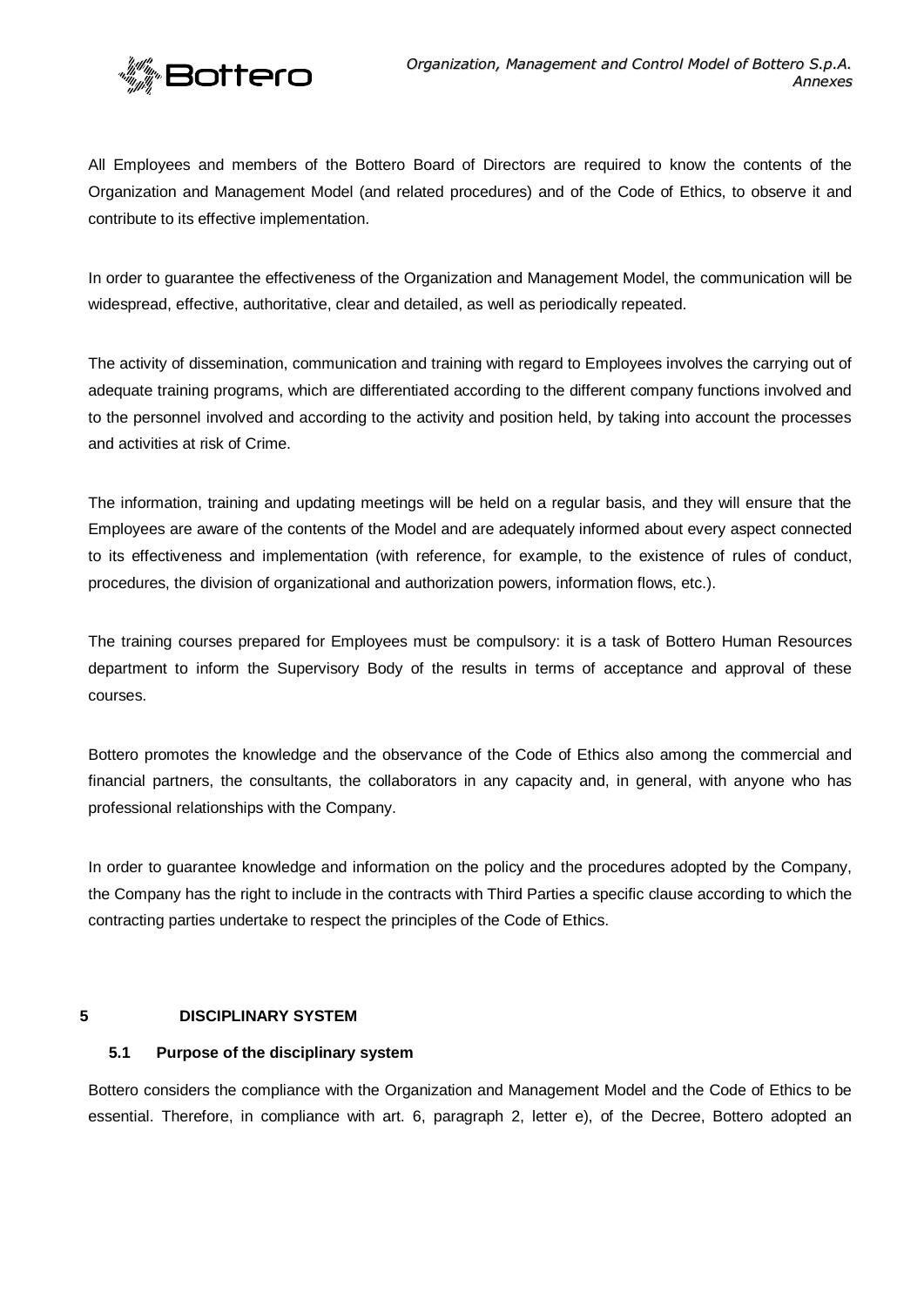All Employees and members of the Bottero Board of Directors are required to know the contents of the Organization and Management Model (and related procedures) and of the Code of Ethics, to observe it and contribute to its effective implementation.

In order to guarantee the effectiveness of the Organization and Management Model, the communication will be widespread, effective, authoritative, clear and detailed, as well as periodically repeated.

The activity of dissemination, communication and training with regard to Employees involves the carrying out of adequate training programs, which are differentiated according to the different company functions involved and to the personnel involved and according to the activity and position held, by taking into account the processes and activities at risk of Crime.

The information, training and updating meetings will be held on a regular basis, and they will ensure that the Employees are aware of the contents of the Model and are adequately informed about every aspect connected to its effectiveness and implementation (with reference, for example, to the existence of rules of conduct, procedures, the division of organizational and authorization powers, information flows, etc.).

The training courses prepared for Employees must be compulsory: it is a task of Bottero Human Resources department to inform the Supervisory Body of the results in terms of acceptance and approval of these courses.

Bottero promotes the knowledge and the observance of the Code of Ethics also among the commercial and financial partners, the consultants, the collaborators in any capacity and, in general, with anyone who has professional relationships with the Company.

In order to guarantee knowledge and information on the policy and the procedures adopted by the Company, the Company has the right to include in the contracts with Third Parties a specific clause according to which the contracting parties undertake to respect the principles of the Code of Ethics.

# 5 DISCIPLINARY SYSTEM

## 5.1 Purpose of the disciplinary system

Bottero considers the compliance with the Organization and Management Model and the Code of Ethics to be essential. Therefore, in compliance with art. 6, paragraph 2, letter e), of the Decree, Bottero adopted an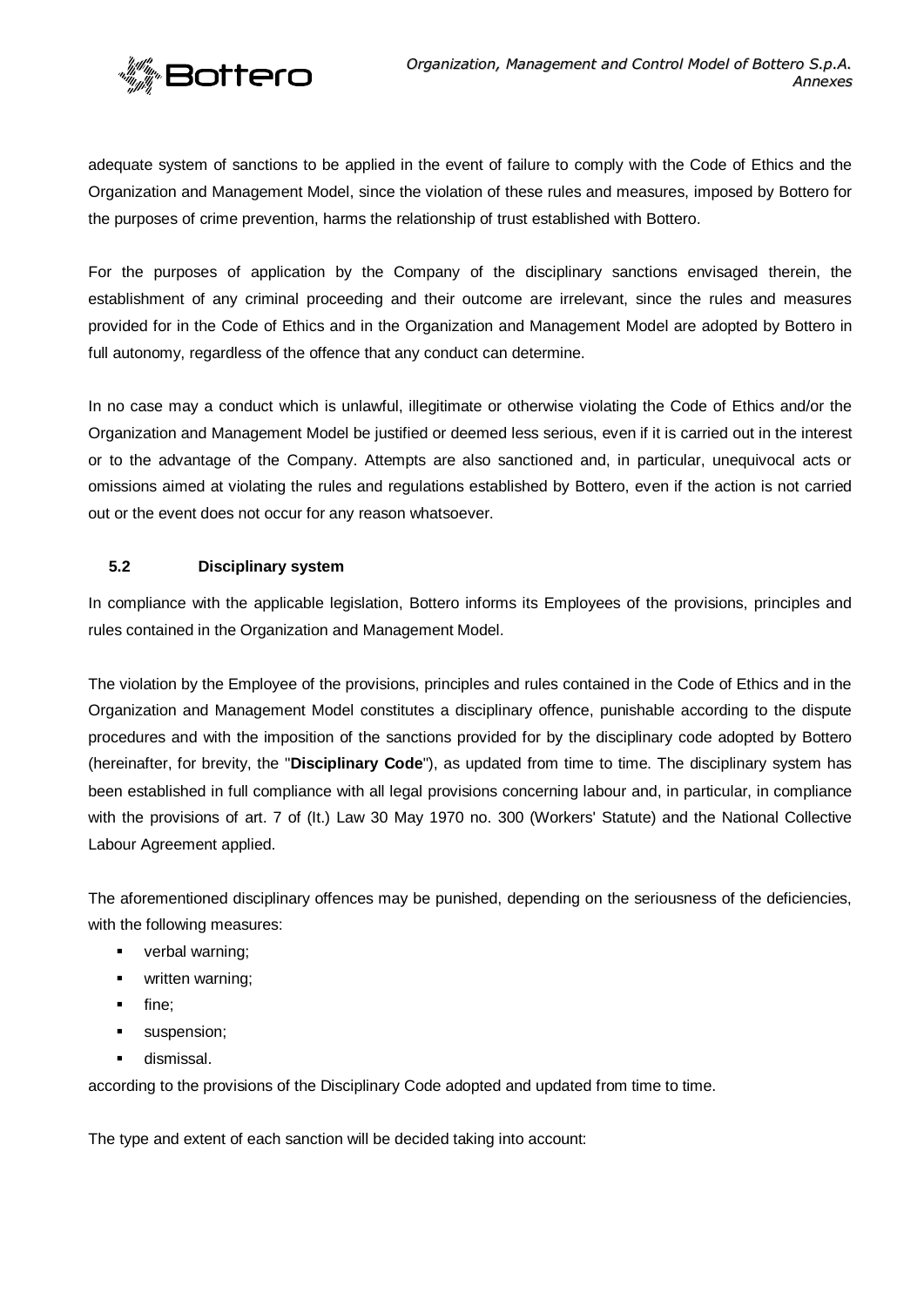adequate system of sanctions to be applied in the event of failure to comply with the Code of Ethics and the Organization and Management Model, since the violation of these rules and measures, imposed by Bottero for the purposes of crime prevention, harms the relationship of trust established with Bottero.

For the purposes of application by the Company of the disciplinary sanctions envisaged therein, the establishment of any criminal proceeding and their outcome are irrelevant, since the rules and measures provided for in the Code of Ethics and in the Organization and Management Model are adopted by Bottero in full autonomy, regardless of the offence that any conduct can determine.

In no case may a conduct which is unlawful, illegitimate or otherwise violating the Code of Ethics and/or the Organization and Management Model be justified or deemed less serious, even if it is carried out in the interest or to the advantage of the Company. Attempts are also sanctioned and, in particular, unequivocal acts or omissions aimed at violating the rules and regulations established by Bottero, even if the action is not carried out or the event does not occur for any reason whatsoever.

### 5.2 Disciplinary system

In compliance with the applicable legislation, Bottero informs its Employees of the provisions, principles and rules contained in the Organization and Management Model.

The violation by the Employee of the provisions, principles and rules contained in the Code of Ethics and in the Organization and Management Model constitutes a disciplinary offence, punishable according to the dispute procedures and with the imposition of the sanctions provided for by the disciplinary code adopted by Bottero (hereinafter, for brevity, the "**Disciplinary Code**"), as updated from time to time. The disciplinary system has been established in full compliance with all legal provisions concerning labour and, in particular, in compliance with the provisions of art. 7 of (It.) Law 30 May 1970 no. 300 (Workers' Statute) and the National Collective Labour Agreement applied.

The aforementioned disciplinary offences may be punished, depending on the seriousness of the deficiencies, with the following measures:

- verbal warning;
- written warning;
- fine;
- suspension;
- dismissal.

according to the provisions of the Disciplinary Code adopted and updated from time to time.

The type and extent of each sanction will be decided taking into account: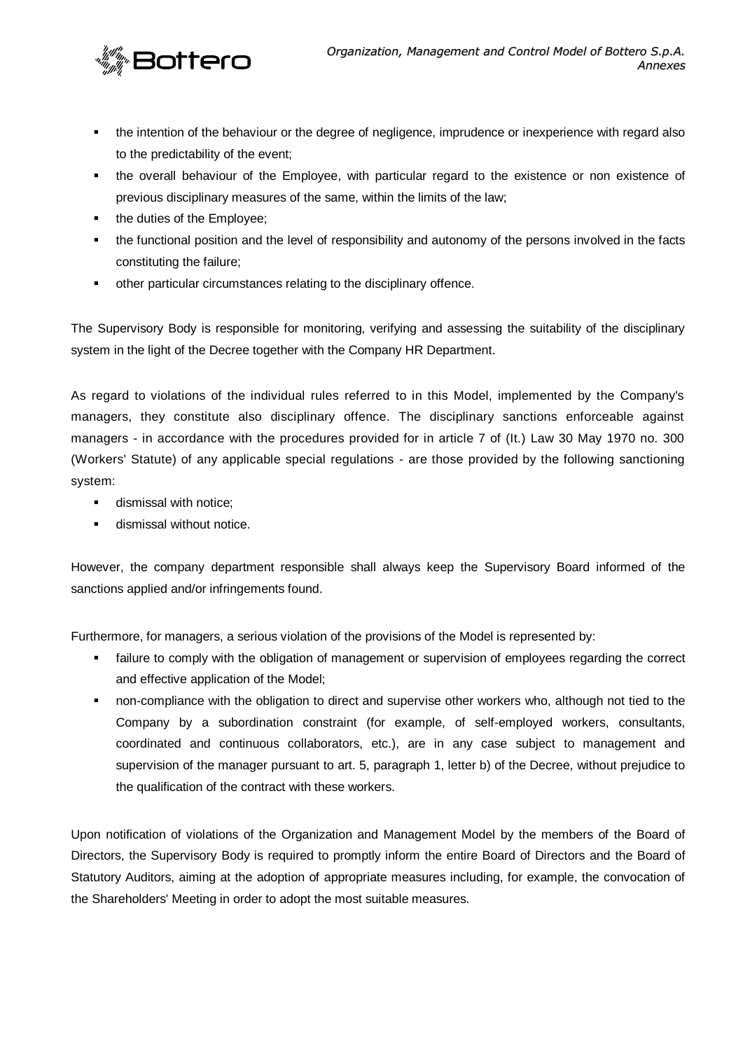- the intention of the behaviour or the degree of negligence, imprudence or inexperience with regard also to the predictability of the event;
- the overall behaviour of the Employee, with particular regard to the existence or non existence of previous disciplinary measures of the same, within the limits of the law;
- the duties of the Employee;
- the functional position and the level of responsibility and autonomy of the persons involved in the facts constituting the failure;
- other particular circumstances relating to the disciplinary offence.

The Supervisory Body is responsible for monitoring, verifying and assessing the suitability of the disciplinary system in the light of the Decree together with the Company HR Department.

As regard to violations of the individual rules referred to in this Model, implemented by the Company's managers, they constitute also disciplinary offence. The disciplinary sanctions enforceable against managers - in accordance with the procedures provided for in article 7 of (It.) Law 30 May 1970 no. 300 (Workers' Statute) of any applicable special regulations - are those provided by the following sanctioning system:

- dismissal with notice;
- dismissal without notice.

However, the company department responsible shall always keep the Supervisory Board informed of the sanctions applied and/or infringements found.

Furthermore, for managers, a serious violation of the provisions of the Model is represented by:

- failure to comply with the obligation of management or supervision of employees regarding the correct and effective application of the Model;
- non-compliance with the obligation to direct and supervise other workers who, although not tied to the Company by a subordination constraint (for example, of self-employed workers, consultants, coordinated and continuous collaborators, etc.), are in any case subject to management and supervision of the manager pursuant to art. 5, paragraph 1, letter b) of the Decree, without prejudice to the qualification of the contract with these workers.

Upon notification of violations of the Organization and Management Model by the members of the Board of Directors, the Supervisory Body is required to promptly inform the entire Board of Directors and the Board of Statutory Auditors, aiming at the adoption of appropriate measures including, for example, the convocation of the Shareholders' Meeting in order to adopt the most suitable measures.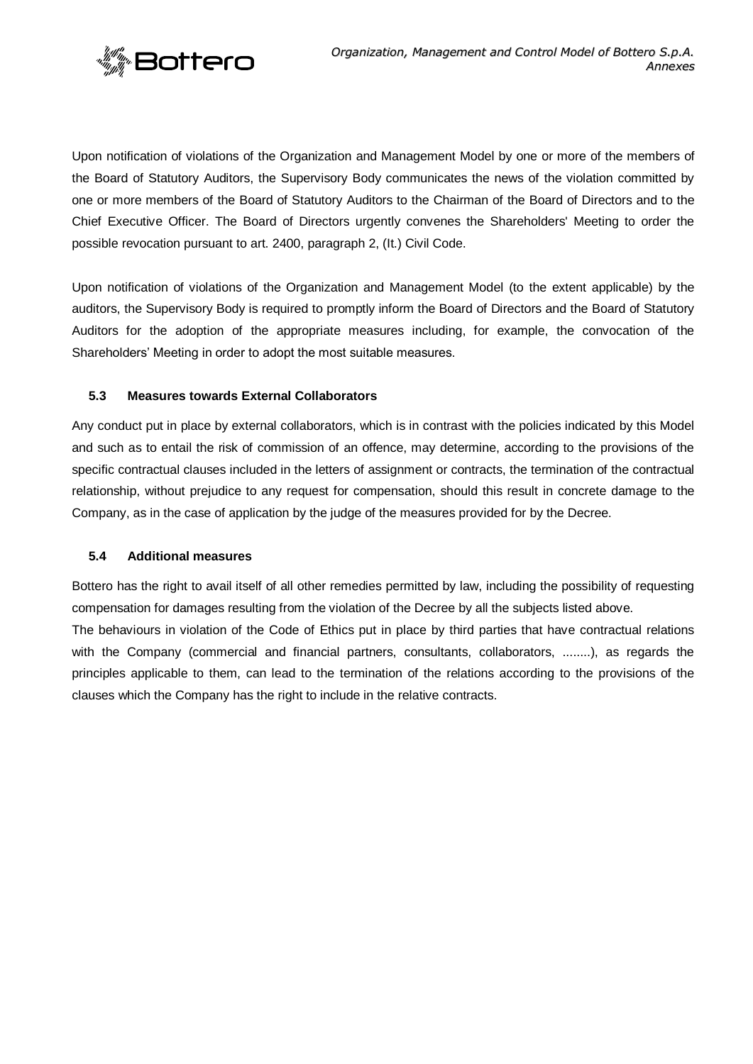Upon notification of violations of the Organization and Management Model by one or more of the members of the Board of Statutory Auditors, the Supervisory Body communicates the news of the violation committed by one or more members of the Board of Statutory Auditors to the Chairman of the Board of Directors and to the Chief Executive Officer. The Board of Directors urgently convenes the Shareholders' Meeting to order the possible revocation pursuant to art. 2400, paragraph 2, (It.) Civil Code.

Upon notification of violations of the Organization and Management Model (to the extent applicable) by the auditors, the Supervisory Body is required to promptly inform the Board of Directors and the Board of Statutory Auditors for the adoption of the appropriate measures including, for example, the convocation of the Shareholders' Meeting in order to adopt the most suitable measures.

### 5.3 Measures towards External Collaborators

Any conduct put in place by external collaborators, which is in contrast with the policies indicated by this Model and such as to entail the risk of commission of an offence, may determine, according to the provisions of the specific contractual clauses included in the letters of assignment or contracts, the termination of the contractual relationship, without prejudice to any request for compensation, should this result in concrete damage to the Company, as in the case of application by the judge of the measures provided for by the Decree.

### 5.4 Additional measures

Bottero has the right to avail itself of all other remedies permitted by law, including the possibility of requesting compensation for damages resulting from the violation of the Decree by all the subjects listed above.

The behaviours in violation of the Code of Ethics put in place by third parties that have contractual relations with the Company (commercial and financial partners, consultants, collaborators, ........), as regards the principles applicable to them, can lead to the termination of the relations according to the provisions of the clauses which the Company has the right to include in the relative contracts.